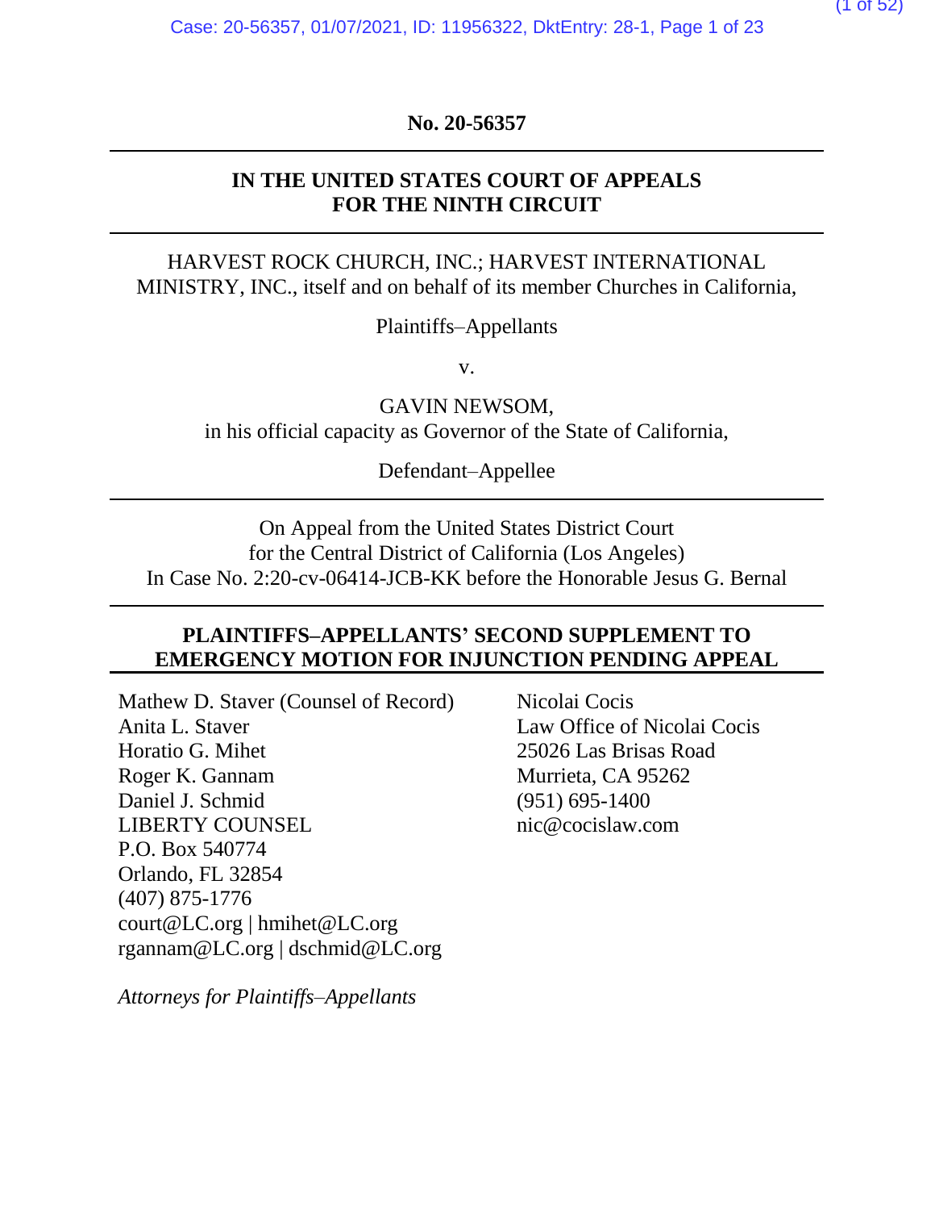**No. 20-56357**

---

**IN THE UNITED STATES COURT OF APPEALS**
**FOR THE NINTH CIRCUIT**

---

HARVEST ROCK CHURCH, INC.; HARVEST INTERNATIONAL MINISTRY, INC., itself and on behalf of its member Churches in California,

Plaintiffs–Appellants

v.

GAVIN NEWSOM,
in his official capacity as Governor of the State of California,

Defendant–Appellee

---

On Appeal from the United States District Court
for the Central District of California (Los Angeles)
In Case No. 2:20-cv-06414-JCB-KK before the Honorable Jesus G. Bernal

---

**PLAINTIFFS–APPELLANTS' SECOND SUPPLEMENT TO EMERGENCY MOTION FOR INJUNCTION PENDING APPEAL**

---

Mathew D. Staver (Counsel of Record)
Anita L. Staver
Horatio G. Mihet
Roger K. Gannam
Daniel J. Schmid
LIBERTY COUNSEL
P.O. Box 540774
Orlando, FL 32854
(407) 875-1776
court@LC.org | hmihet@LC.org
rgannam@LC.org | dschmid@LC.org

Nicolai Cocis
Law Office of Nicolai Cocis
25026 Las Brisas Road
Murrieta, CA 95262
(951) 695-1400
nic@cocislaw.com

*Attorneys for Plaintiffs–Appellants*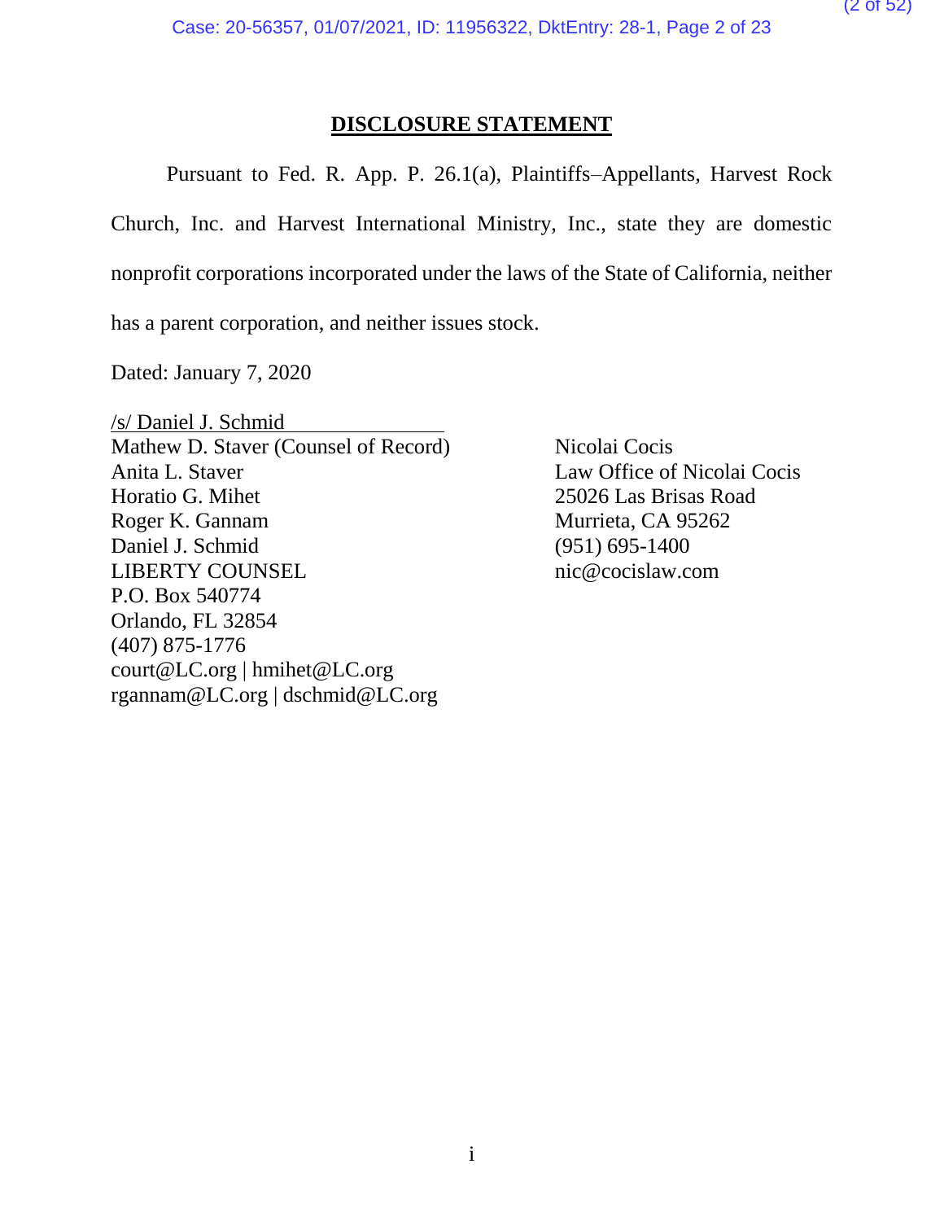## DISCLOSURE STATEMENT

Pursuant to Fed. R. App. P. 26.1(a), Plaintiffs–Appellants, Harvest Rock Church, Inc. and Harvest International Ministry, Inc., state they are domestic nonprofit corporations incorporated under the laws of the State of California, neither has a parent corporation, and neither issues stock.

Dated: January 7, 2020

/s/ Daniel J. Schmid
Mathew D. Staver (Counsel of Record)
Anita L. Staver
Horatio G. Mihet
Roger K. Gannam
Daniel J. Schmid
LIBERTY COUNSEL
P.O. Box 540774
Orlando, FL 32854
(407) 875-1776
court@LC.org | hmihet@LC.org
rgannam@LC.org | dschmid@LC.org

Nicolai Cocis
Law Office of Nicolai Cocis
25026 Las Brisas Road
Murrieta, CA 95262
(951) 695-1400
nic@cocislaw.com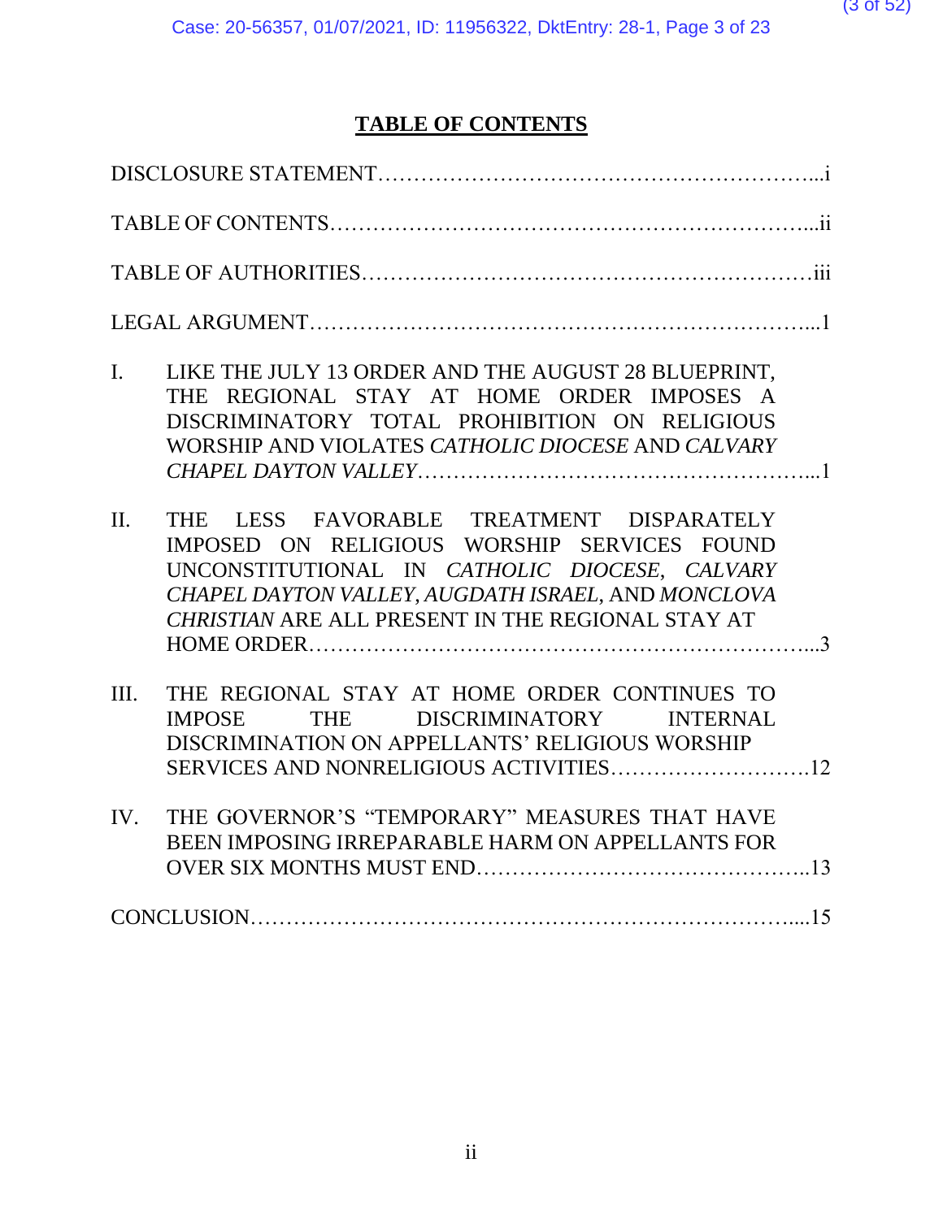# TABLE OF CONTENTS

DISCLOSURE STATEMENT…………………………………………………………...i

TABLE OF CONTENTS…………………………………………………………...ii

TABLE OF AUTHORITIES……………………………………………………iii

LEGAL ARGUMENT…………………………………………………………...1

I. LIKE THE JULY 13 ORDER AND THE AUGUST 28 BLUEPRINT, THE REGIONAL STAY AT HOME ORDER IMPOSES A DISCRIMINATORY TOTAL PROHIBITION ON RELIGIOUS WORSHIP AND VIOLATES *CATHOLIC DIOCESE* AND *CALVARY CHAPEL DAYTON VALLEY*…………………………………………...1

II. THE LESS FAVORABLE TREATMENT DISPARATELY IMPOSED ON RELIGIOUS WORSHIP SERVICES FOUND UNCONSTITUTIONAL IN *CATHOLIC DIOCESE*, *CALVARY CHAPEL DAYTON VALLEY*, *AUGDATH ISRAEL*, AND *MONCLOVA CHRISTIAN* ARE ALL PRESENT IN THE REGIONAL STAY AT HOME ORDER…………………………………………………...3

III. THE REGIONAL STAY AT HOME ORDER CONTINUES TO IMPOSE THE DISCRIMINATORY INTERNAL DISCRIMINATION ON APPELLANTS' RELIGIOUS WORSHIP SERVICES AND NONRELIGIOUS ACTIVITIES……………………….12

IV. THE GOVERNOR'S "TEMPORARY" MEASURES THAT HAVE BEEN IMPOSING IRREPARABLE HARM ON APPELLANTS FOR OVER SIX MONTHS MUST END……………………………………..13

CONCLUSION…………………………………………………………….....15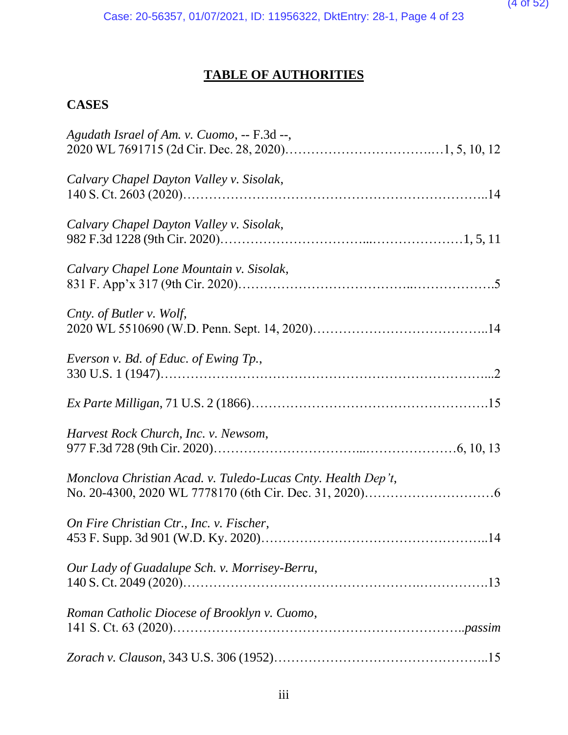# TABLE OF AUTHORITIES

## CASES

*Agudath Israel of Am. v. Cuomo*, -- F.3d --,
2020 WL 7691715 (2d Cir. Dec. 28, 2020)……………………………..…1, 5, 10, 12

*Calvary Chapel Dayton Valley v. Sisolak*,
140 S. Ct. 2603 (2020)……………………………………………………………..14

*Calvary Chapel Dayton Valley v. Sisolak*,
982 F.3d 1228 (9th Cir. 2020)…………………………...…………………1, 5, 11

*Calvary Chapel Lone Mountain v. Sisolak*,
831 F. App'x 317 (9th Cir. 2020)………………………………..……………….5

*Cnty. of Butler v. Wolf*,
2020 WL 5510690 (W.D. Penn. Sept. 14, 2020)…………………………………..14

*Everson v. Bd. of Educ. of Ewing Tp.*,
330 U.S. 1 (1947)…………………………………………………………………...2

*Ex Parte Milligan*, 71 U.S. 2 (1866)……………………………………………….15

*Harvest Rock Church, Inc. v. Newsom*,
977 F.3d 728 (9th Cir. 2020)…………………………...…………………6, 10, 13

*Monclova Christian Acad. v. Tuledo-Lucas Cnty. Health Dep't*,
No. 20-4300, 2020 WL 7778170 (6th Cir. Dec. 31, 2020)…………………………6

*On Fire Christian Ctr., Inc. v. Fischer*,
453 F. Supp. 3d 901 (W.D. Ky. 2020)……………………………………………..14

*Our Lady of Guadalupe Sch. v. Morrisey-Berru*,
140 S. Ct. 2049 (2020)……………………………………………..…………….13

*Roman Catholic Diocese of Brooklyn v. Cuomo*,
141 S. Ct. 63 (2020)……………………………………………………….*passim*

*Zorach v. Clauson*, 343 U.S. 306 (1952)…………………………………………..15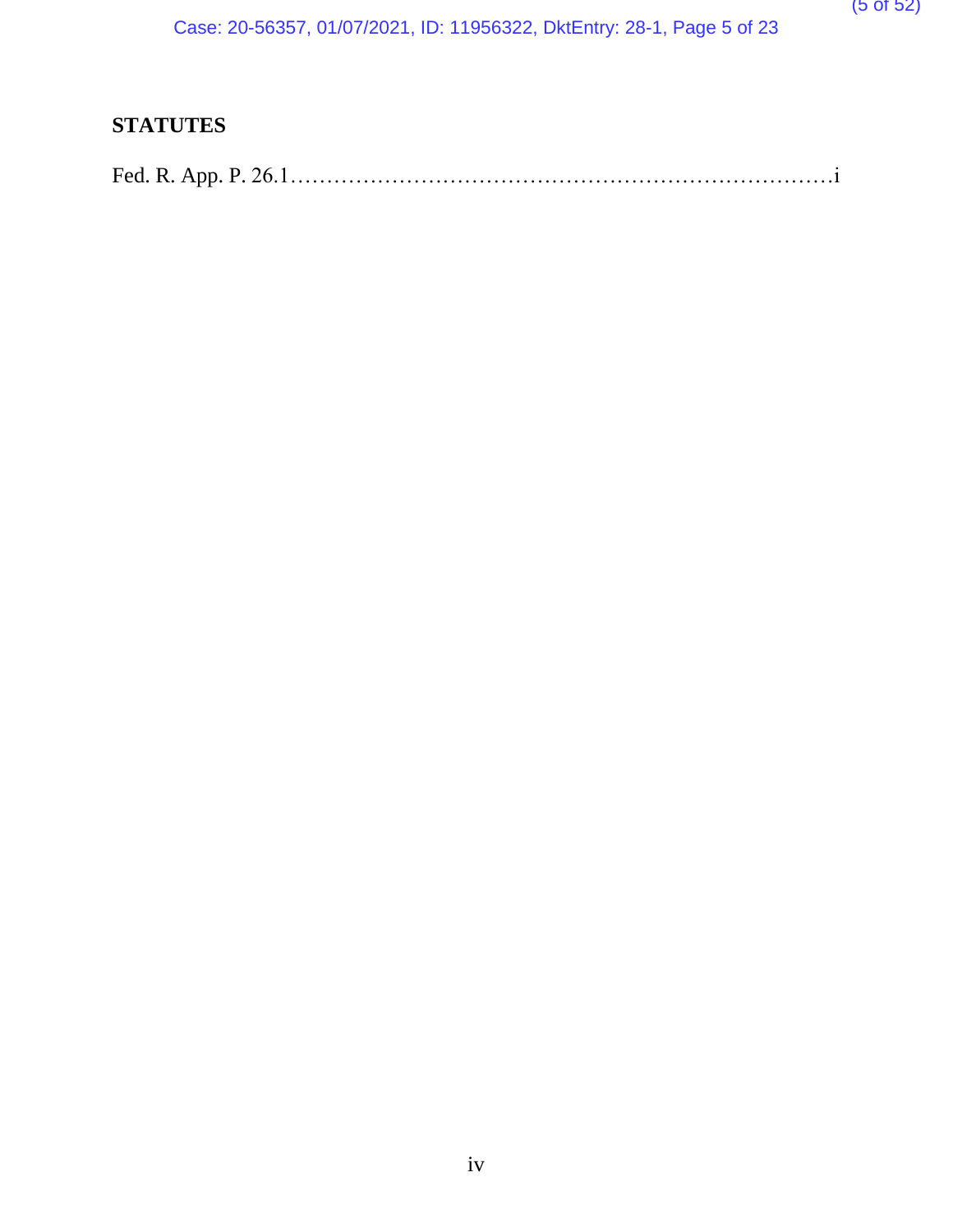**STATUTES**

Fed. R. App. P. 26.1……………………………………………………………………i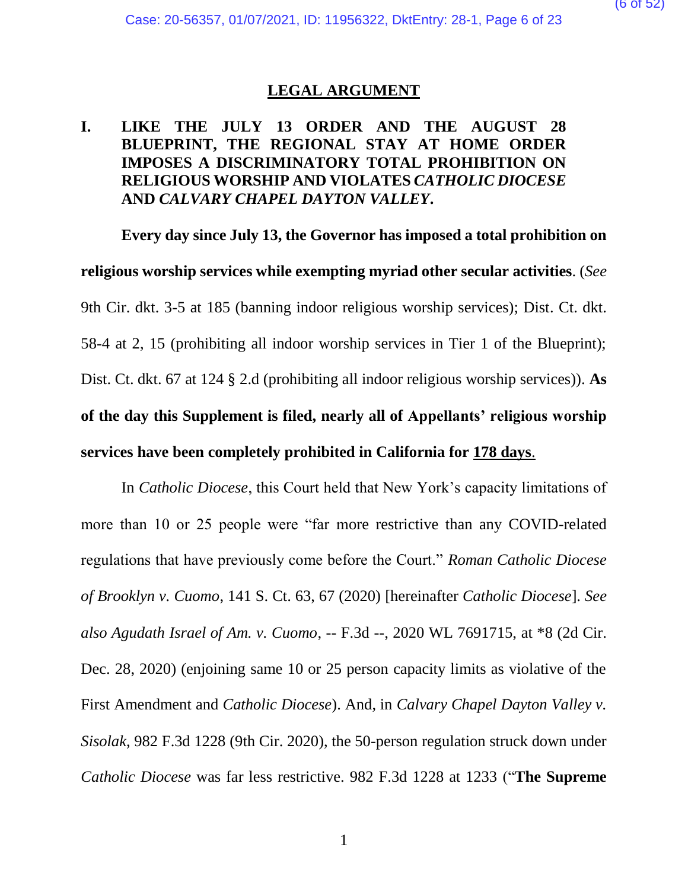## LEGAL ARGUMENT

### I. LIKE THE JULY 13 ORDER AND THE AUGUST 28 BLUEPRINT, THE REGIONAL STAY AT HOME ORDER IMPOSES A DISCRIMINATORY TOTAL PROHIBITION ON RELIGIOUS WORSHIP AND VIOLATES *CATHOLIC DIOCESE* AND *CALVARY CHAPEL DAYTON VALLEY*.

**Every day since July 13, the Governor has imposed a total prohibition on religious worship services while exempting myriad other secular activities**. (*See* 9th Cir. dkt. 3-5 at 185 (banning indoor religious worship services); Dist. Ct. dkt. 58-4 at 2, 15 (prohibiting all indoor worship services in Tier 1 of the Blueprint); Dist. Ct. dkt. 67 at 124 § 2.d (prohibiting all indoor religious worship services)). **As of the day this Supplement is filed, nearly all of Appellants' religious worship services have been completely prohibited in California for <u>178 days</u>.**

In *Catholic Diocese*, this Court held that New York's capacity limitations of more than 10 or 25 people were "far more restrictive than any COVID-related regulations that have previously come before the Court." *Roman Catholic Diocese of Brooklyn v. Cuomo*, 141 S. Ct. 63, 67 (2020) [hereinafter *Catholic Diocese*]. *See also Agudath Israel of Am. v. Cuomo*, -- F.3d --, 2020 WL 7691715, at *8 (2d Cir. Dec. 28, 2020) (enjoining same 10 or 25 person capacity limits as violative of the First Amendment and *Catholic Diocese*). And, in *Calvary Chapel Dayton Valley v. Sisolak*, 982 F.3d 1228 (9th Cir. 2020), the 50-person regulation struck down under *Catholic Diocese* was far less restrictive. 982 F.3d 1228 at 1233 ("**The Supreme**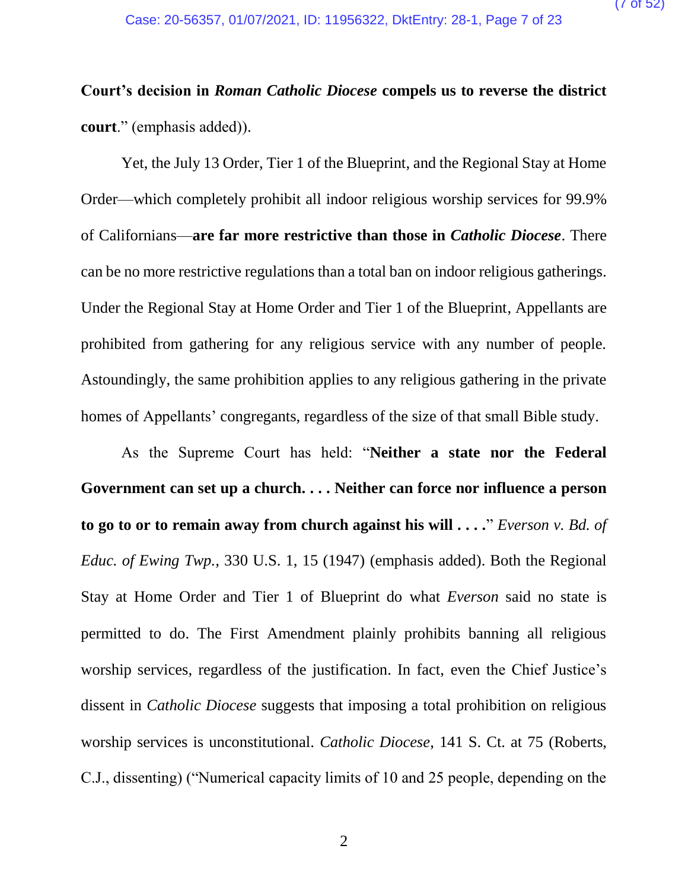**Court's decision in *Roman Catholic Diocese* compels us to reverse the district court**." (emphasis added)).

Yet, the July 13 Order, Tier 1 of the Blueprint, and the Regional Stay at Home Order—which completely prohibit all indoor religious worship services for 99.9% of Californians—**are far more restrictive than those in *Catholic Diocese***. There can be no more restrictive regulations than a total ban on indoor religious gatherings. Under the Regional Stay at Home Order and Tier 1 of the Blueprint, Appellants are prohibited from gathering for any religious service with any number of people. Astoundingly, the same prohibition applies to any religious gathering in the private homes of Appellants' congregants, regardless of the size of that small Bible study.

As the Supreme Court has held: "**Neither a state nor the Federal Government can set up a church. . . . Neither can force nor influence a person to go to or to remain away from church against his will . . . .**" *Everson v. Bd. of Educ. of Ewing Twp.*, 330 U.S. 1, 15 (1947) (emphasis added). Both the Regional Stay at Home Order and Tier 1 of Blueprint do what *Everson* said no state is permitted to do. The First Amendment plainly prohibits banning all religious worship services, regardless of the justification. In fact, even the Chief Justice's dissent in *Catholic Diocese* suggests that imposing a total prohibition on religious worship services is unconstitutional. *Catholic Diocese*, 141 S. Ct. at 75 (Roberts, C.J., dissenting) ("Numerical capacity limits of 10 and 25 people, depending on the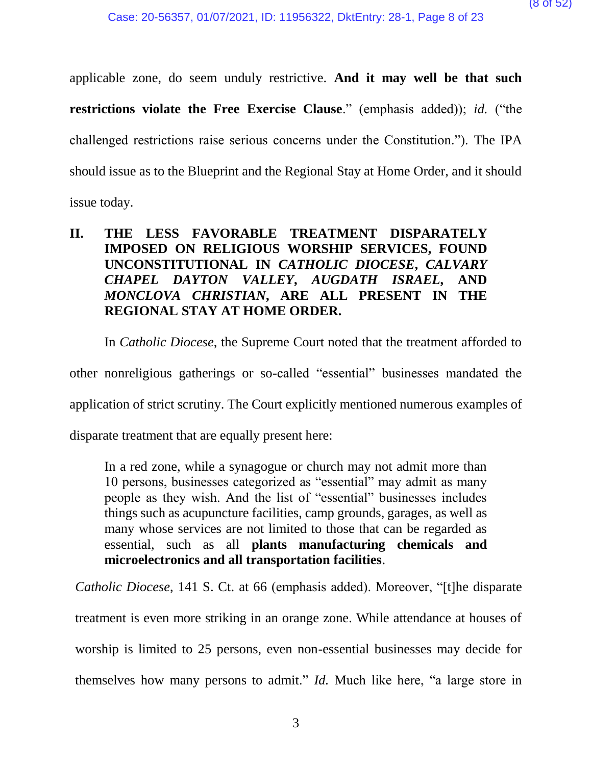applicable zone, do seem unduly restrictive. **And it may well be that such restrictions violate the Free Exercise Clause**." (emphasis added)); *id.* ("the challenged restrictions raise serious concerns under the Constitution."). The IPA should issue as to the Blueprint and the Regional Stay at Home Order, and it should issue today.

## II. THE LESS FAVORABLE TREATMENT DISPARATELY IMPOSED ON RELIGIOUS WORSHIP SERVICES, FOUND UNCONSTITUTIONAL IN *CATHOLIC DIOCESE*, *CALVARY CHAPEL DAYTON VALLEY*, *AUGDATH ISRAEL*, AND *MONCLOVA CHRISTIAN*, ARE ALL PRESENT IN THE REGIONAL STAY AT HOME ORDER.

In *Catholic Diocese*, the Supreme Court noted that the treatment afforded to other nonreligious gatherings or so-called "essential" businesses mandated the application of strict scrutiny. The Court explicitly mentioned numerous examples of disparate treatment that are equally present here:

> In a red zone, while a synagogue or church may not admit more than 10 persons, businesses categorized as "essential" may admit as many people as they wish. And the list of "essential" businesses includes things such as acupuncture facilities, camp grounds, garages, as well as many whose services are not limited to those that can be regarded as essential, such as all **plants manufacturing chemicals and microelectronics and all transportation facilities**.

*Catholic Diocese*, 141 S. Ct. at 66 (emphasis added). Moreover, "[t]he disparate treatment is even more striking in an orange zone. While attendance at houses of worship is limited to 25 persons, even non-essential businesses may decide for themselves how many persons to admit." *Id.* Much like here, "a large store in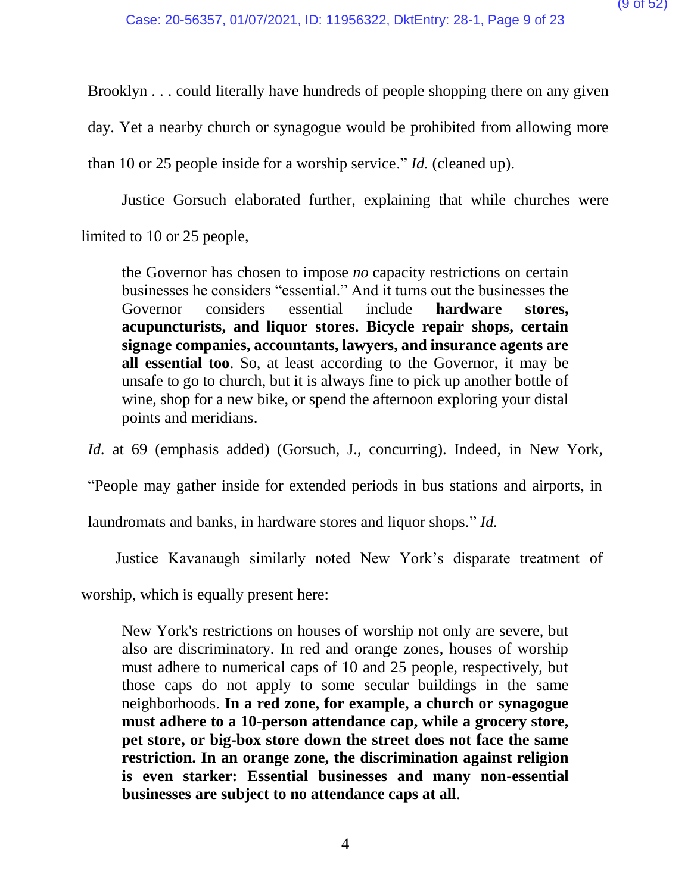Brooklyn . . . could literally have hundreds of people shopping there on any given day. Yet a nearby church or synagogue would be prohibited from allowing more than 10 or 25 people inside for a worship service." *Id.* (cleaned up).

Justice Gorsuch elaborated further, explaining that while churches were limited to 10 or 25 people,

> the Governor has chosen to impose *no* capacity restrictions on certain businesses he considers "essential." And it turns out the businesses the Governor considers essential include **hardware stores, acupuncturists, and liquor stores. Bicycle repair shops, certain signage companies, accountants, lawyers, and insurance agents are all essential too**. So, at least according to the Governor, it may be unsafe to go to church, but it is always fine to pick up another bottle of wine, shop for a new bike, or spend the afternoon exploring your distal points and meridians.

*Id.* at 69 (emphasis added) (Gorsuch, J., concurring). Indeed, in New York, "People may gather inside for extended periods in bus stations and airports, in laundromats and banks, in hardware stores and liquor shops." *Id.*

Justice Kavanaugh similarly noted New York's disparate treatment of worship, which is equally present here:

> New York's restrictions on houses of worship not only are severe, but also are discriminatory. In red and orange zones, houses of worship must adhere to numerical caps of 10 and 25 people, respectively, but those caps do not apply to some secular buildings in the same neighborhoods. **In a red zone, for example, a church or synagogue must adhere to a 10-person attendance cap, while a grocery store, pet store, or big-box store down the street does not face the same restriction. In an orange zone, the discrimination against religion is even starker: Essential businesses and many non-essential businesses are subject to no attendance caps at all**.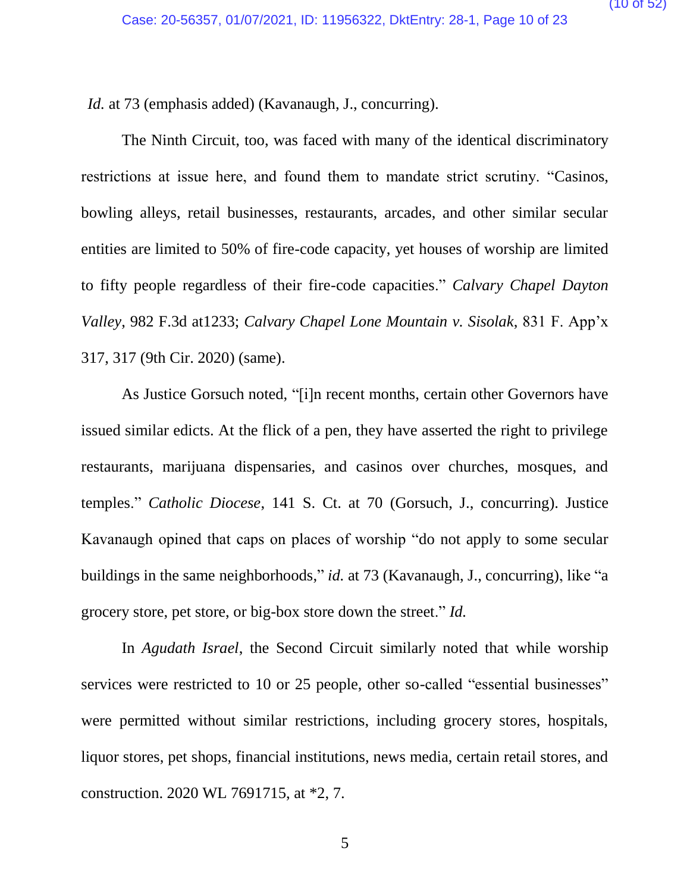*Id.* at 73 (emphasis added) (Kavanaugh, J., concurring).

The Ninth Circuit, too, was faced with many of the identical discriminatory restrictions at issue here, and found them to mandate strict scrutiny. "Casinos, bowling alleys, retail businesses, restaurants, arcades, and other similar secular entities are limited to 50% of fire-code capacity, yet houses of worship are limited to fifty people regardless of their fire-code capacities." *Calvary Chapel Dayton Valley*, 982 F.3d at1233; *Calvary Chapel Lone Mountain v. Sisolak*, 831 F. App'x 317, 317 (9th Cir. 2020) (same).

As Justice Gorsuch noted, "[i]n recent months, certain other Governors have issued similar edicts. At the flick of a pen, they have asserted the right to privilege restaurants, marijuana dispensaries, and casinos over churches, mosques, and temples." *Catholic Diocese*, 141 S. Ct. at 70 (Gorsuch, J., concurring). Justice Kavanaugh opined that caps on places of worship "do not apply to some secular buildings in the same neighborhoods," *id.* at 73 (Kavanaugh, J., concurring), like "a grocery store, pet store, or big-box store down the street." *Id.*

In *Agudath Israel*, the Second Circuit similarly noted that while worship services were restricted to 10 or 25 people, other so-called "essential businesses" were permitted without similar restrictions, including grocery stores, hospitals, liquor stores, pet shops, financial institutions, news media, certain retail stores, and construction. 2020 WL 7691715, at *2, 7.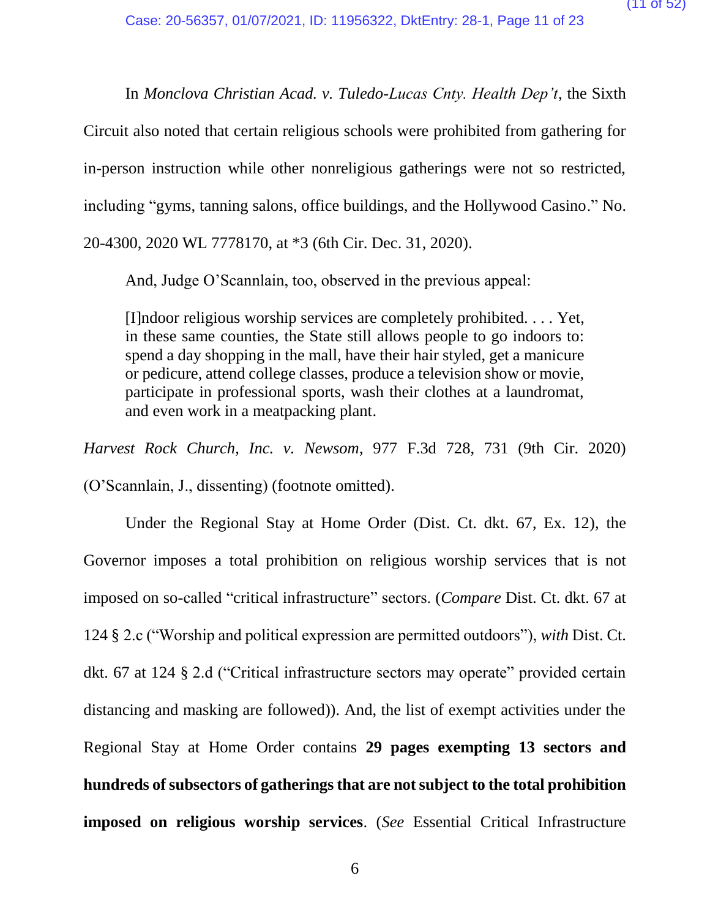In *Monclova Christian Acad. v. Tuledo-Lucas Cnty. Health Dep't*, the Sixth Circuit also noted that certain religious schools were prohibited from gathering for in-person instruction while other nonreligious gatherings were not so restricted, including "gyms, tanning salons, office buildings, and the Hollywood Casino." No. 20-4300, 2020 WL 7778170, at *3 (6th Cir. Dec. 31, 2020).

And, Judge O'Scannlain, too, observed in the previous appeal:

> [I]ndoor religious worship services are completely prohibited. . . . Yet, in these same counties, the State still allows people to go indoors to: spend a day shopping in the mall, have their hair styled, get a manicure or pedicure, attend college classes, produce a television show or movie, participate in professional sports, wash their clothes at a laundromat, and even work in a meatpacking plant.

*Harvest Rock Church, Inc. v. Newsom*, 977 F.3d 728, 731 (9th Cir. 2020) (O'Scannlain, J., dissenting) (footnote omitted).

Under the Regional Stay at Home Order (Dist. Ct. dkt. 67, Ex. 12), the Governor imposes a total prohibition on religious worship services that is not imposed on so-called "critical infrastructure" sectors. (*Compare* Dist. Ct. dkt. 67 at 124 § 2.c ("Worship and political expression are permitted outdoors"), *with* Dist. Ct. dkt. 67 at 124 § 2.d ("Critical infrastructure sectors may operate" provided certain distancing and masking are followed)). And, the list of exempt activities under the Regional Stay at Home Order contains **29 pages exempting 13 sectors and hundreds of subsectors of gatherings that are not subject to the total prohibition imposed on religious worship services**. (*See* Essential Critical Infrastructure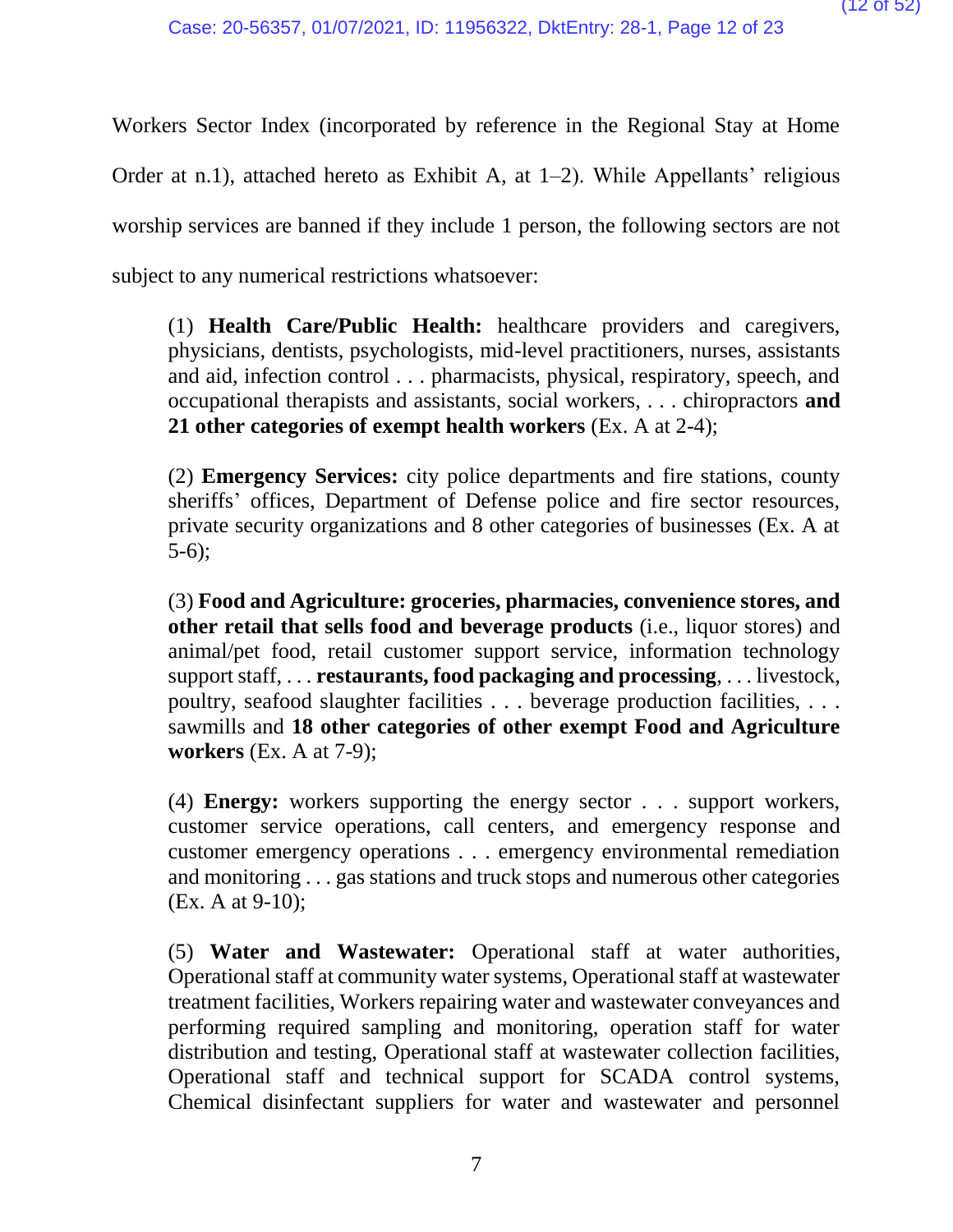Workers Sector Index (incorporated by reference in the Regional Stay at Home Order at n.1), attached hereto as Exhibit A, at 1–2). While Appellants' religious worship services are banned if they include 1 person, the following sectors are not subject to any numerical restrictions whatsoever:

> (1) **Health Care/Public Health:** healthcare providers and caregivers, physicians, dentists, psychologists, mid-level practitioners, nurses, assistants and aid, infection control . . . pharmacists, physical, respiratory, speech, and occupational therapists and assistants, social workers, . . . chiropractors **and 21 other categories of exempt health workers** (Ex. A at 2-4);
>
> (2) **Emergency Services:** city police departments and fire stations, county sheriffs' offices, Department of Defense police and fire sector resources, private security organizations and 8 other categories of businesses (Ex. A at 5-6);
>
> (3) **Food and Agriculture: groceries, pharmacies, convenience stores, and other retail that sells food and beverage products** (i.e., liquor stores) and animal/pet food, retail customer support service, information technology support staff, . . . **restaurants, food packaging and processing**, . . . livestock, poultry, seafood slaughter facilities . . . beverage production facilities, . . . sawmills and **18 other categories of other exempt Food and Agriculture workers** (Ex. A at 7-9);
>
> (4) **Energy:** workers supporting the energy sector . . . support workers, customer service operations, call centers, and emergency response and customer emergency operations . . . emergency environmental remediation and monitoring . . . gas stations and truck stops and numerous other categories (Ex. A at 9-10);
>
> (5) **Water and Wastewater:** Operational staff at water authorities, Operational staff at community water systems, Operational staff at wastewater treatment facilities, Workers repairing water and wastewater conveyances and performing required sampling and monitoring, operation staff for water distribution and testing, Operational staff at wastewater collection facilities, Operational staff and technical support for SCADA control systems, Chemical disinfectant suppliers for water and wastewater and personnel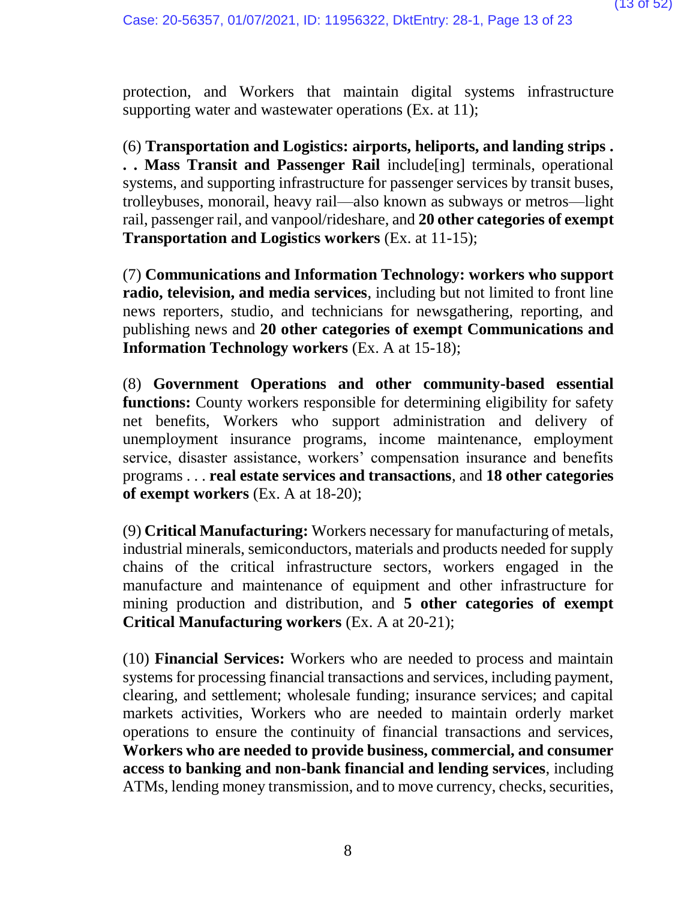protection, and Workers that maintain digital systems infrastructure supporting water and wastewater operations (Ex. at 11);

(6) **Transportation and Logistics: airports, heliports, and landing strips . . . Mass Transit and Passenger Rail** include[ing] terminals, operational systems, and supporting infrastructure for passenger services by transit buses, trolleybuses, monorail, heavy rail—also known as subways or metros—light rail, passenger rail, and vanpool/rideshare, and **20 other categories of exempt Transportation and Logistics workers** (Ex. at 11-15);

(7) **Communications and Information Technology: workers who support radio, television, and media services**, including but not limited to front line news reporters, studio, and technicians for newsgathering, reporting, and publishing news and **20 other categories of exempt Communications and Information Technology workers** (Ex. A at 15-18);

(8) **Government Operations and other community-based essential functions:** County workers responsible for determining eligibility for safety net benefits, Workers who support administration and delivery of unemployment insurance programs, income maintenance, employment service, disaster assistance, workers' compensation insurance and benefits programs . . . **real estate services and transactions**, and **18 other categories of exempt workers** (Ex. A at 18-20);

(9) **Critical Manufacturing:** Workers necessary for manufacturing of metals, industrial minerals, semiconductors, materials and products needed for supply chains of the critical infrastructure sectors, workers engaged in the manufacture and maintenance of equipment and other infrastructure for mining production and distribution, and **5 other categories of exempt Critical Manufacturing workers** (Ex. A at 20-21);

(10) **Financial Services:** Workers who are needed to process and maintain systems for processing financial transactions and services, including payment, clearing, and settlement; wholesale funding; insurance services; and capital markets activities, Workers who are needed to maintain orderly market operations to ensure the continuity of financial transactions and services, **Workers who are needed to provide business, commercial, and consumer access to banking and non-bank financial and lending services**, including ATMs, lending money transmission, and to move currency, checks, securities,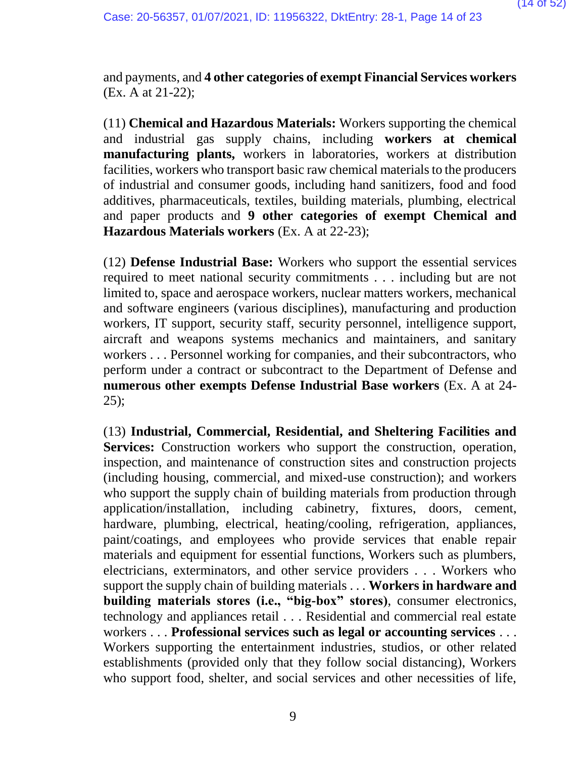and payments, and **4 other categories of exempt Financial Services workers** (Ex. A at 21-22);

(11) **Chemical and Hazardous Materials:** Workers supporting the chemical and industrial gas supply chains, including **workers at chemical manufacturing plants,** workers in laboratories, workers at distribution facilities, workers who transport basic raw chemical materials to the producers of industrial and consumer goods, including hand sanitizers, food and food additives, pharmaceuticals, textiles, building materials, plumbing, electrical and paper products and **9 other categories of exempt Chemical and Hazardous Materials workers** (Ex. A at 22-23);

(12) **Defense Industrial Base:** Workers who support the essential services required to meet national security commitments . . . including but are not limited to, space and aerospace workers, nuclear matters workers, mechanical and software engineers (various disciplines), manufacturing and production workers, IT support, security staff, security personnel, intelligence support, aircraft and weapons systems mechanics and maintainers, and sanitary workers . . . Personnel working for companies, and their subcontractors, who perform under a contract or subcontract to the Department of Defense and **numerous other exempts Defense Industrial Base workers** (Ex. A at 24-25);

(13) **Industrial, Commercial, Residential, and Sheltering Facilities and Services:** Construction workers who support the construction, operation, inspection, and maintenance of construction sites and construction projects (including housing, commercial, and mixed-use construction); and workers who support the supply chain of building materials from production through application/installation, including cabinetry, fixtures, doors, cement, hardware, plumbing, electrical, heating/cooling, refrigeration, appliances, paint/coatings, and employees who provide services that enable repair materials and equipment for essential functions, Workers such as plumbers, electricians, exterminators, and other service providers . . . Workers who support the supply chain of building materials . . . **Workers in hardware and building materials stores (i.e., "big-box" stores)**, consumer electronics, technology and appliances retail . . . Residential and commercial real estate workers . . . **Professional services such as legal or accounting services** . . . Workers supporting the entertainment industries, studios, or other related establishments (provided only that they follow social distancing), Workers who support food, shelter, and social services and other necessities of life,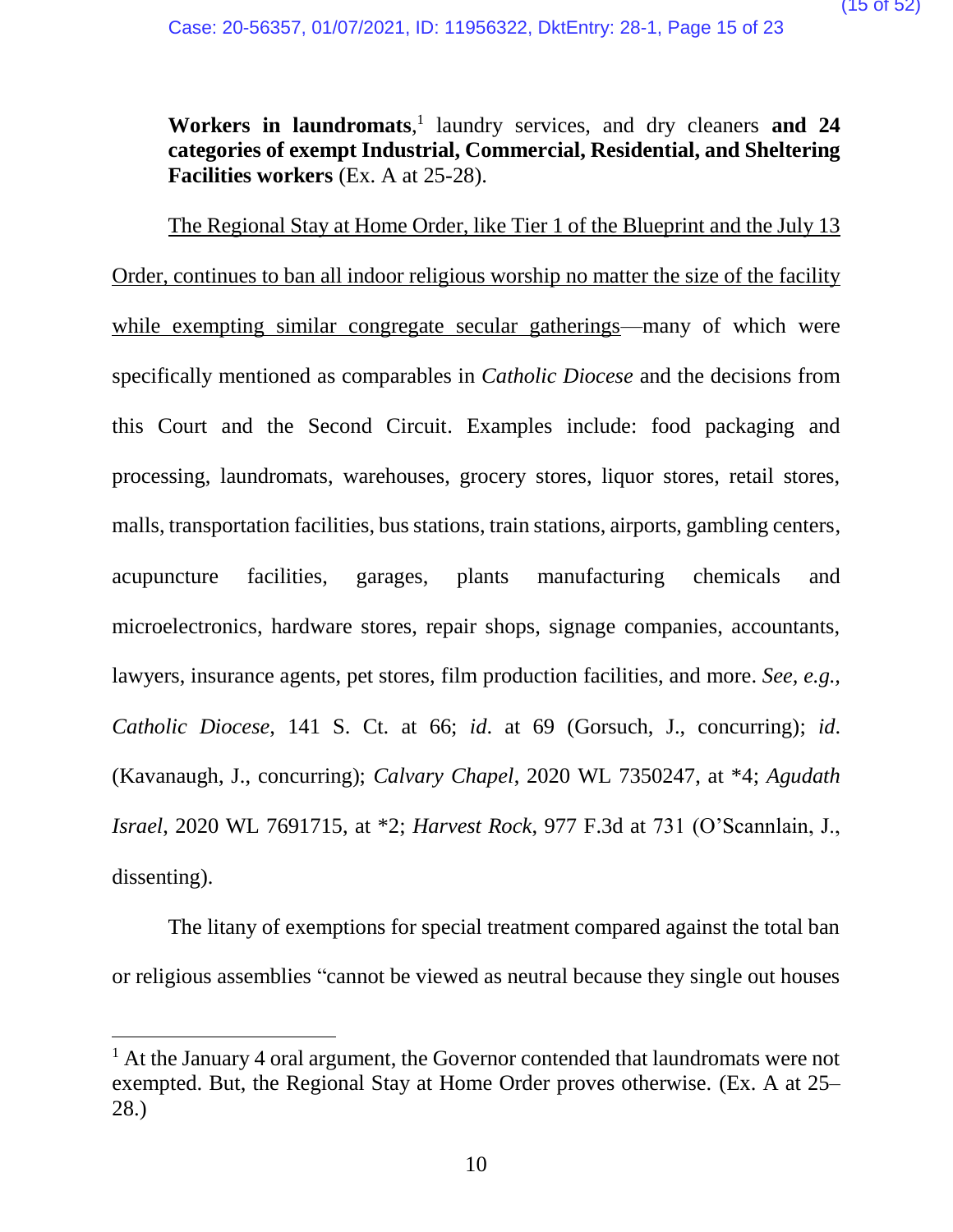**Workers in laundromats**,[1] laundry services, and dry cleaners **and 24 categories of exempt Industrial, Commercial, Residential, and Sheltering Facilities workers** (Ex. A at 25-28).

<u>The Regional Stay at Home Order, like Tier 1 of the Blueprint and the July 13 Order, continues to ban all indoor religious worship no matter the size of the facility while exempting similar congregate secular gatherings</u>—many of which were specifically mentioned as comparables in *Catholic Diocese* and the decisions from this Court and the Second Circuit. Examples include: food packaging and processing, laundromats, warehouses, grocery stores, liquor stores, retail stores, malls, transportation facilities, bus stations, train stations, airports, gambling centers, acupuncture facilities, garages, plants manufacturing chemicals and microelectronics, hardware stores, repair shops, signage companies, accountants, lawyers, insurance agents, pet stores, film production facilities, and more. *See, e.g.*, *Catholic Diocese*, 141 S. Ct. at 66; *id*. at 69 (Gorsuch, J., concurring); *id*. (Kavanaugh, J., concurring); *Calvary Chapel*, 2020 WL 7350247, at *4; *Agudath Israel*, 2020 WL 7691715, at *2; *Harvest Rock*, 977 F.3d at 731 (O'Scannlain, J., dissenting).

The litany of exemptions for special treatment compared against the total ban or religious assemblies "cannot be viewed as neutral because they single out houses

[1] At the January 4 oral argument, the Governor contended that laundromats were not exempted. But, the Regional Stay at Home Order proves otherwise. (Ex. A at 25–28.)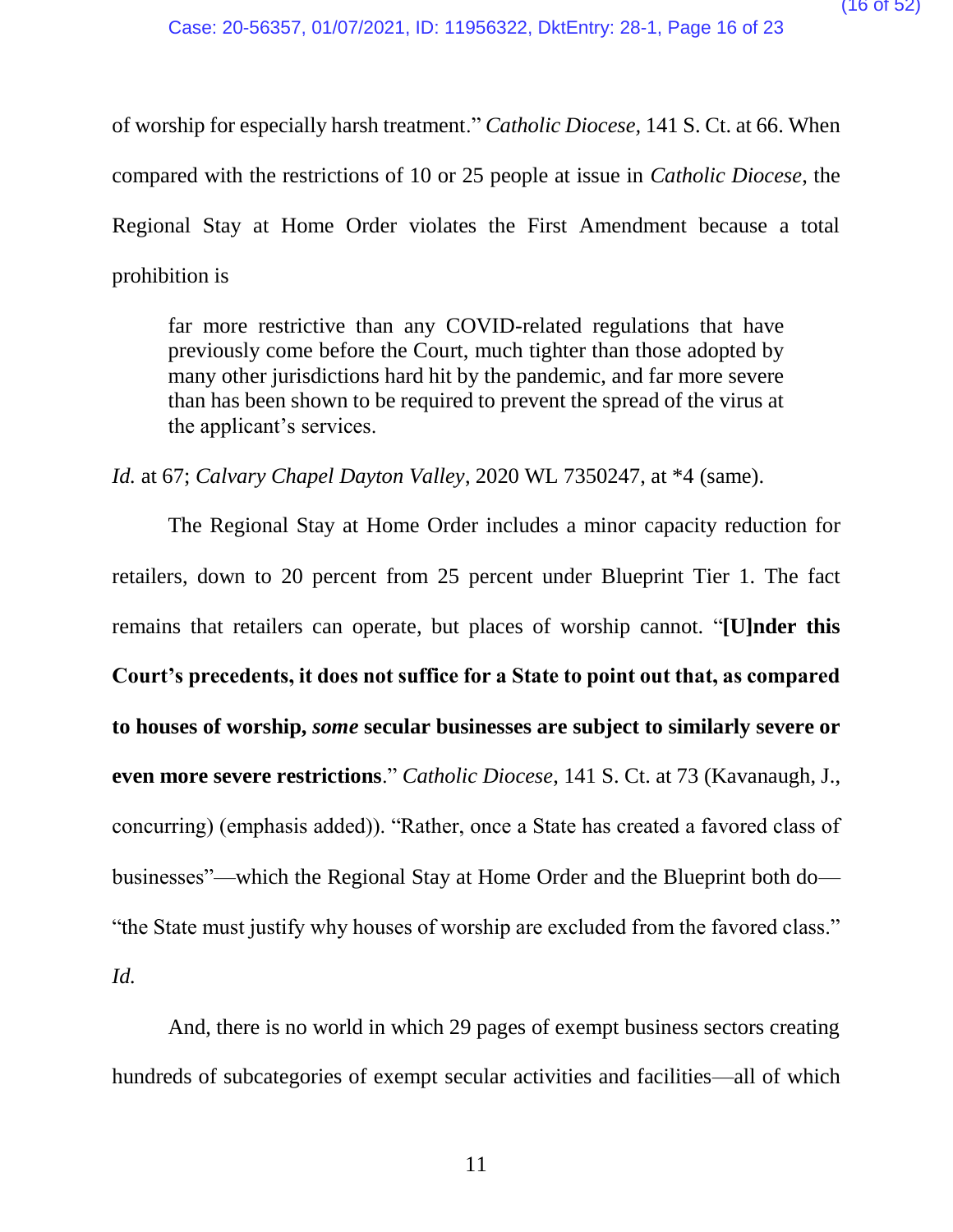of worship for especially harsh treatment." *Catholic Diocese*, 141 S. Ct. at 66. When compared with the restrictions of 10 or 25 people at issue in *Catholic Diocese*, the Regional Stay at Home Order violates the First Amendment because a total prohibition is

> far more restrictive than any COVID-related regulations that have previously come before the Court, much tighter than those adopted by many other jurisdictions hard hit by the pandemic, and far more severe than has been shown to be required to prevent the spread of the virus at the applicant's services.

*Id.* at 67; *Calvary Chapel Dayton Valley*, 2020 WL 7350247, at *4 (same).

The Regional Stay at Home Order includes a minor capacity reduction for retailers, down to 20 percent from 25 percent under Blueprint Tier 1. The fact remains that retailers can operate, but places of worship cannot. "**[U]nder this Court's precedents, it does not suffice for a State to point out that, as compared to houses of worship, *some* secular businesses are subject to similarly severe or even more severe restrictions**." *Catholic Diocese*, 141 S. Ct. at 73 (Kavanaugh, J., concurring) (emphasis added)). "Rather, once a State has created a favored class of businesses"—which the Regional Stay at Home Order and the Blueprint both do—"the State must justify why houses of worship are excluded from the favored class." *Id.*

And, there is no world in which 29 pages of exempt business sectors creating hundreds of subcategories of exempt secular activities and facilities—all of which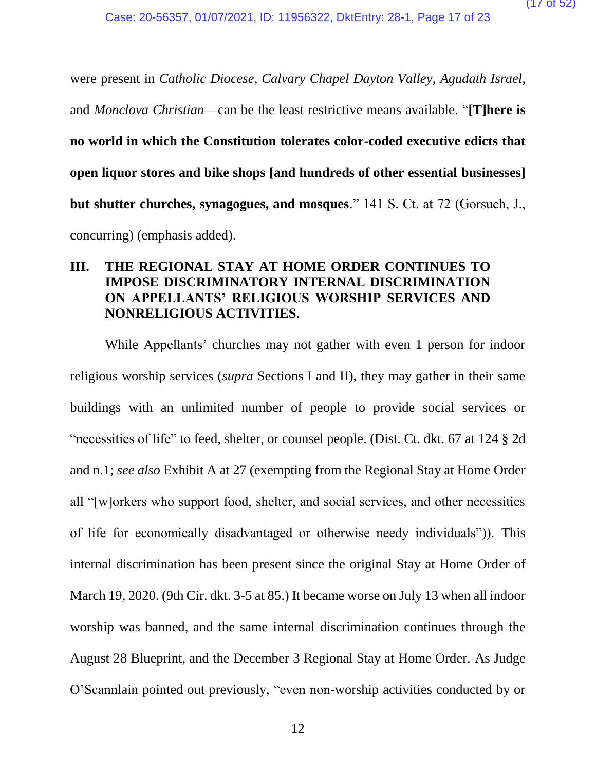were present in *Catholic Diocese*, *Calvary Chapel Dayton Valley*, *Agudath Israel*, and *Monclova Christian*—can be the least restrictive means available. "**[T]here is no world in which the Constitution tolerates color-coded executive edicts that open liquor stores and bike shops [and hundreds of other essential businesses] but shutter churches, synagogues, and mosques**." 141 S. Ct. at 72 (Gorsuch, J., concurring) (emphasis added).

## III. THE REGIONAL STAY AT HOME ORDER CONTINUES TO IMPOSE DISCRIMINATORY INTERNAL DISCRIMINATION ON APPELLANTS' RELIGIOUS WORSHIP SERVICES AND NONRELIGIOUS ACTIVITIES.

While Appellants' churches may not gather with even 1 person for indoor religious worship services (*supra* Sections I and II), they may gather in their same buildings with an unlimited number of people to provide social services or "necessities of life" to feed, shelter, or counsel people. (Dist. Ct. dkt. 67 at 124 § 2d and n.1; *see also* Exhibit A at 27 (exempting from the Regional Stay at Home Order all "[w]orkers who support food, shelter, and social services, and other necessities of life for economically disadvantaged or otherwise needy individuals")). This internal discrimination has been present since the original Stay at Home Order of March 19, 2020. (9th Cir. dkt. 3-5 at 85.) It became worse on July 13 when all indoor worship was banned, and the same internal discrimination continues through the August 28 Blueprint, and the December 3 Regional Stay at Home Order. As Judge O'Scannlain pointed out previously, "even non-worship activities conducted by or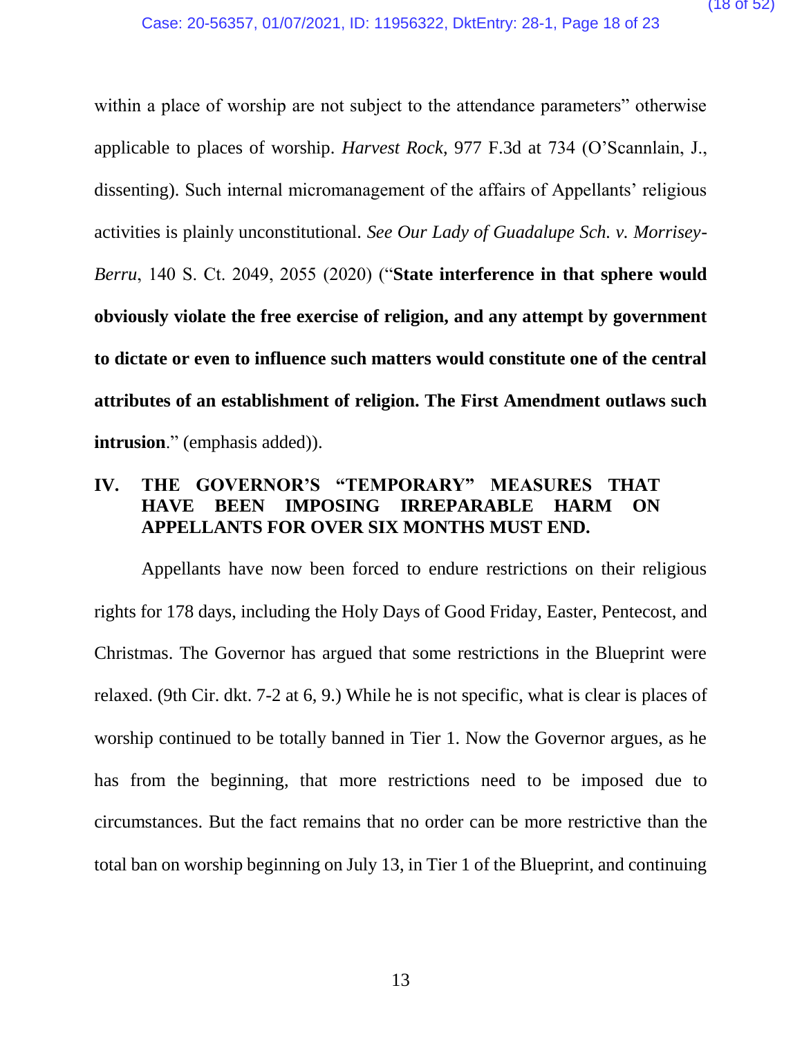within a place of worship are not subject to the attendance parameters" otherwise applicable to places of worship. *Harvest Rock*, 977 F.3d at 734 (O'Scannlain, J., dissenting). Such internal micromanagement of the affairs of Appellants' religious activities is plainly unconstitutional. *See Our Lady of Guadalupe Sch. v. Morrisey-Berru*, 140 S. Ct. 2049, 2055 (2020) ("**State interference in that sphere would obviously violate the free exercise of religion, and any attempt by government to dictate or even to influence such matters would constitute one of the central attributes of an establishment of religion. The First Amendment outlaws such intrusion**." (emphasis added)).

## IV. THE GOVERNOR'S "TEMPORARY" MEASURES THAT HAVE BEEN IMPOSING IRREPARABLE HARM ON APPELLANTS FOR OVER SIX MONTHS MUST END.

Appellants have now been forced to endure restrictions on their religious rights for 178 days, including the Holy Days of Good Friday, Easter, Pentecost, and Christmas. The Governor has argued that some restrictions in the Blueprint were relaxed. (9th Cir. dkt. 7-2 at 6, 9.) While he is not specific, what is clear is places of worship continued to be totally banned in Tier 1. Now the Governor argues, as he has from the beginning, that more restrictions need to be imposed due to circumstances. But the fact remains that no order can be more restrictive than the total ban on worship beginning on July 13, in Tier 1 of the Blueprint, and continuing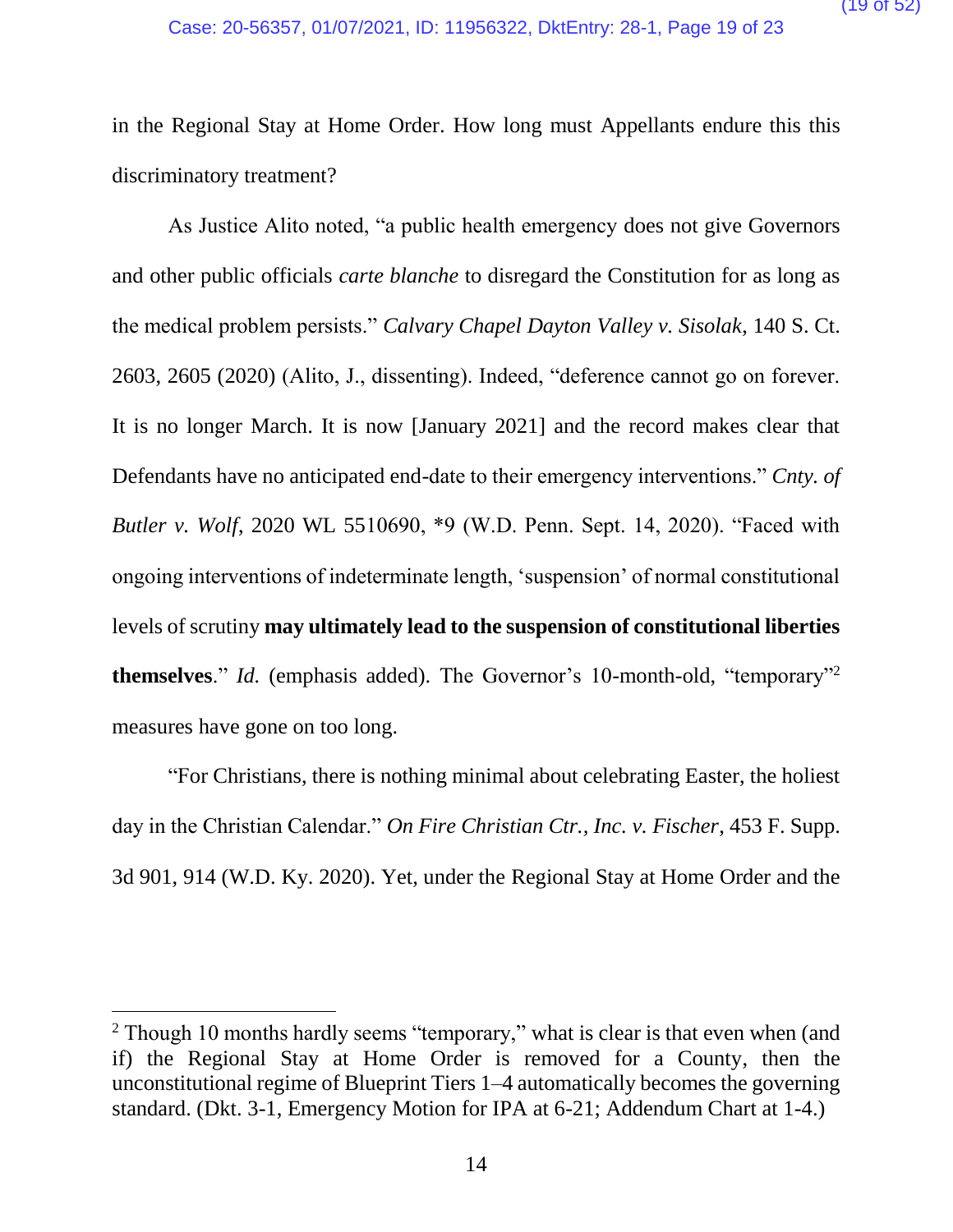in the Regional Stay at Home Order. How long must Appellants endure this this discriminatory treatment?

As Justice Alito noted, "a public health emergency does not give Governors and other public officials *carte blanche* to disregard the Constitution for as long as the medical problem persists." *Calvary Chapel Dayton Valley v. Sisolak*, 140 S. Ct. 2603, 2605 (2020) (Alito, J., dissenting). Indeed, "deference cannot go on forever. It is no longer March. It is now [January 2021] and the record makes clear that Defendants have no anticipated end-date to their emergency interventions." *Cnty. of Butler v. Wolf*, 2020 WL 5510690, *9 (W.D. Penn. Sept. 14, 2020). "Faced with ongoing interventions of indeterminate length, 'suspension' of normal constitutional levels of scrutiny **may ultimately lead to the suspension of constitutional liberties themselves**." *Id.* (emphasis added). The Governor's 10-month-old, "temporary"[2] measures have gone on too long.

"For Christians, there is nothing minimal about celebrating Easter, the holiest day in the Christian Calendar." *On Fire Christian Ctr., Inc. v. Fischer*, 453 F. Supp. 3d 901, 914 (W.D. Ky. 2020). Yet, under the Regional Stay at Home Order and the

---

[2] Though 10 months hardly seems "temporary," what is clear is that even when (and if) the Regional Stay at Home Order is removed for a County, then the unconstitutional regime of Blueprint Tiers 1–4 automatically becomes the governing standard. (Dkt. 3-1, Emergency Motion for IPA at 6-21; Addendum Chart at 1-4.)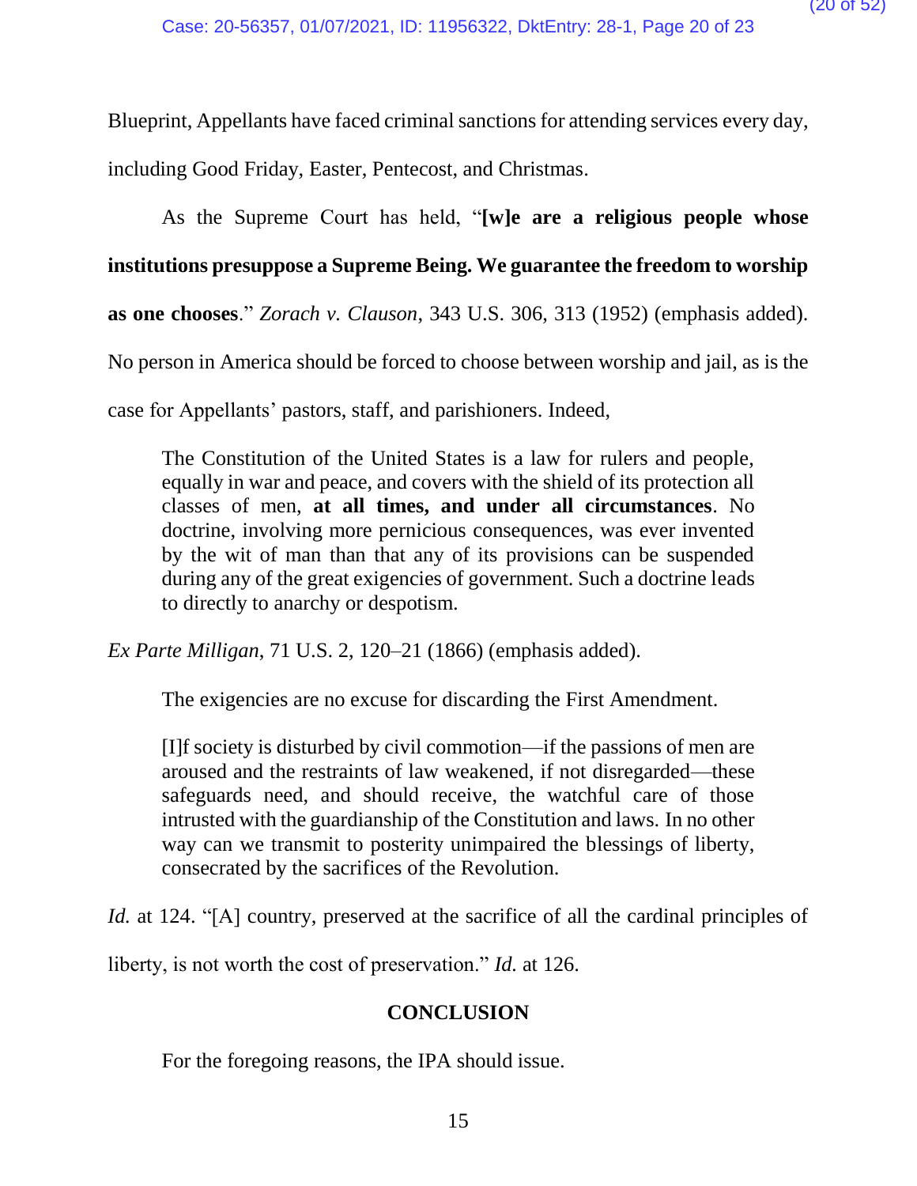Blueprint, Appellants have faced criminal sanctions for attending services every day, including Good Friday, Easter, Pentecost, and Christmas.

As the Supreme Court has held, "**[w]e are a religious people whose institutions presuppose a Supreme Being. We guarantee the freedom to worship as one chooses**." *Zorach v. Clauson*, 343 U.S. 306, 313 (1952) (emphasis added). No person in America should be forced to choose between worship and jail, as is the case for Appellants' pastors, staff, and parishioners. Indeed,

> The Constitution of the United States is a law for rulers and people, equally in war and peace, and covers with the shield of its protection all classes of men, **at all times, and under all circumstances**. No doctrine, involving more pernicious consequences, was ever invented by the wit of man than that any of its provisions can be suspended during any of the great exigencies of government. Such a doctrine leads to directly to anarchy or despotism.

*Ex Parte Milligan*, 71 U.S. 2, 120–21 (1866) (emphasis added).

The exigencies are no excuse for discarding the First Amendment.

> [I]f society is disturbed by civil commotion—if the passions of men are aroused and the restraints of law weakened, if not disregarded—these safeguards need, and should receive, the watchful care of those intrusted with the guardianship of the Constitution and laws. In no other way can we transmit to posterity unimpaired the blessings of liberty, consecrated by the sacrifices of the Revolution.

*Id.* at 124. "[A] country, preserved at the sacrifice of all the cardinal principles of liberty, is not worth the cost of preservation." *Id.* at 126.

## CONCLUSION

For the foregoing reasons, the IPA should issue.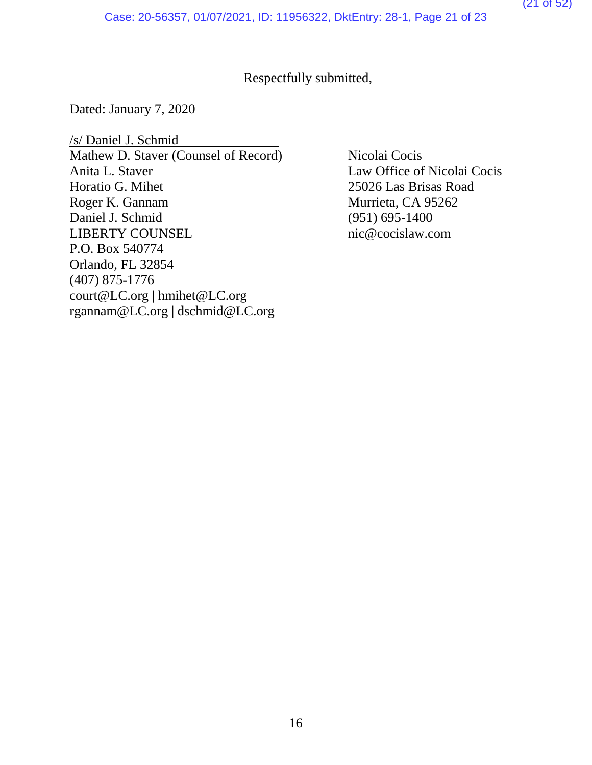Respectfully submitted,

Dated: January 7, 2020

/s/ Daniel J. Schmid
Mathew D. Staver (Counsel of Record)
Anita L. Staver
Horatio G. Mihet
Roger K. Gannam
Daniel J. Schmid
LIBERTY COUNSEL
P.O. Box 540774
Orlando, FL 32854
(407) 875-1776
court@LC.org | hmihet@LC.org
rgannam@LC.org | dschmid@LC.org

Nicolai Cocis
Law Office of Nicolai Cocis
25026 Las Brisas Road
Murrieta, CA 95262
(951) 695-1400
nic@cocislaw.com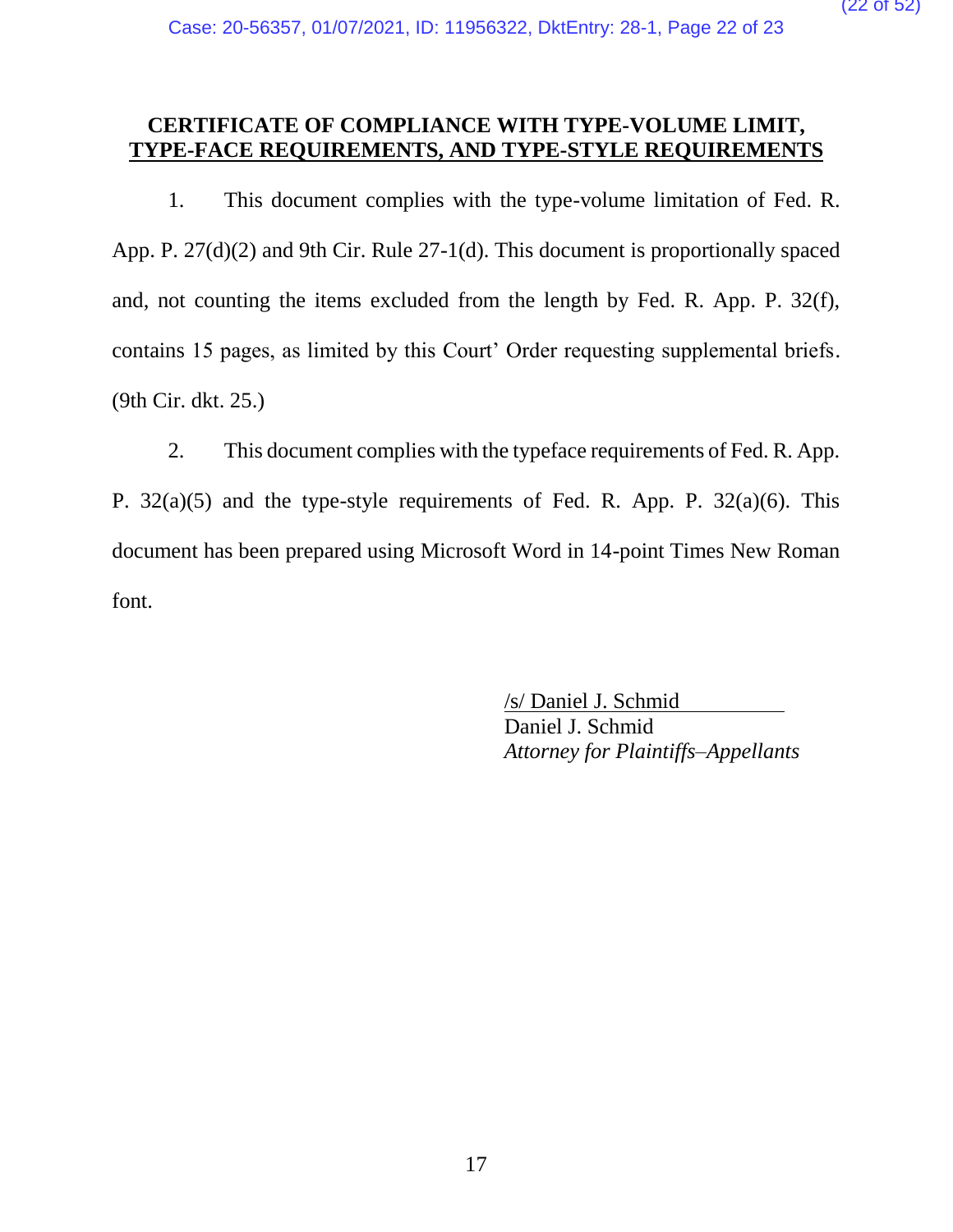**CERTIFICATE OF COMPLIANCE WITH TYPE-VOLUME LIMIT, TYPE-FACE REQUIREMENTS, AND TYPE-STYLE REQUIREMENTS**

1. This document complies with the type-volume limitation of Fed. R. App. P. 27(d)(2) and 9th Cir. Rule 27-1(d). This document is proportionally spaced and, not counting the items excluded from the length by Fed. R. App. P. 32(f), contains 15 pages, as limited by this Court' Order requesting supplemental briefs. (9th Cir. dkt. 25.)

2. This document complies with the typeface requirements of Fed. R. App. P. 32(a)(5) and the type-style requirements of Fed. R. App. P. 32(a)(6). This document has been prepared using Microsoft Word in 14-point Times New Roman font.

/s/ Daniel J. Schmid
Daniel J. Schmid
*Attorney for Plaintiffs–Appellants*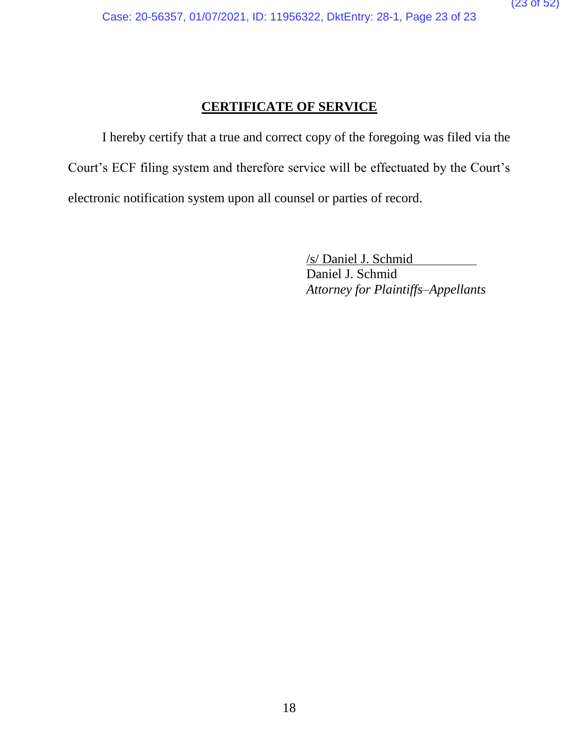# CERTIFICATE OF SERVICE

I hereby certify that a true and correct copy of the foregoing was filed via the Court's ECF filing system and therefore service will be effectuated by the Court's electronic notification system upon all counsel or parties of record.

/s/ Daniel J. Schmid
Daniel J. Schmid
*Attorney for Plaintiffs–Appellants*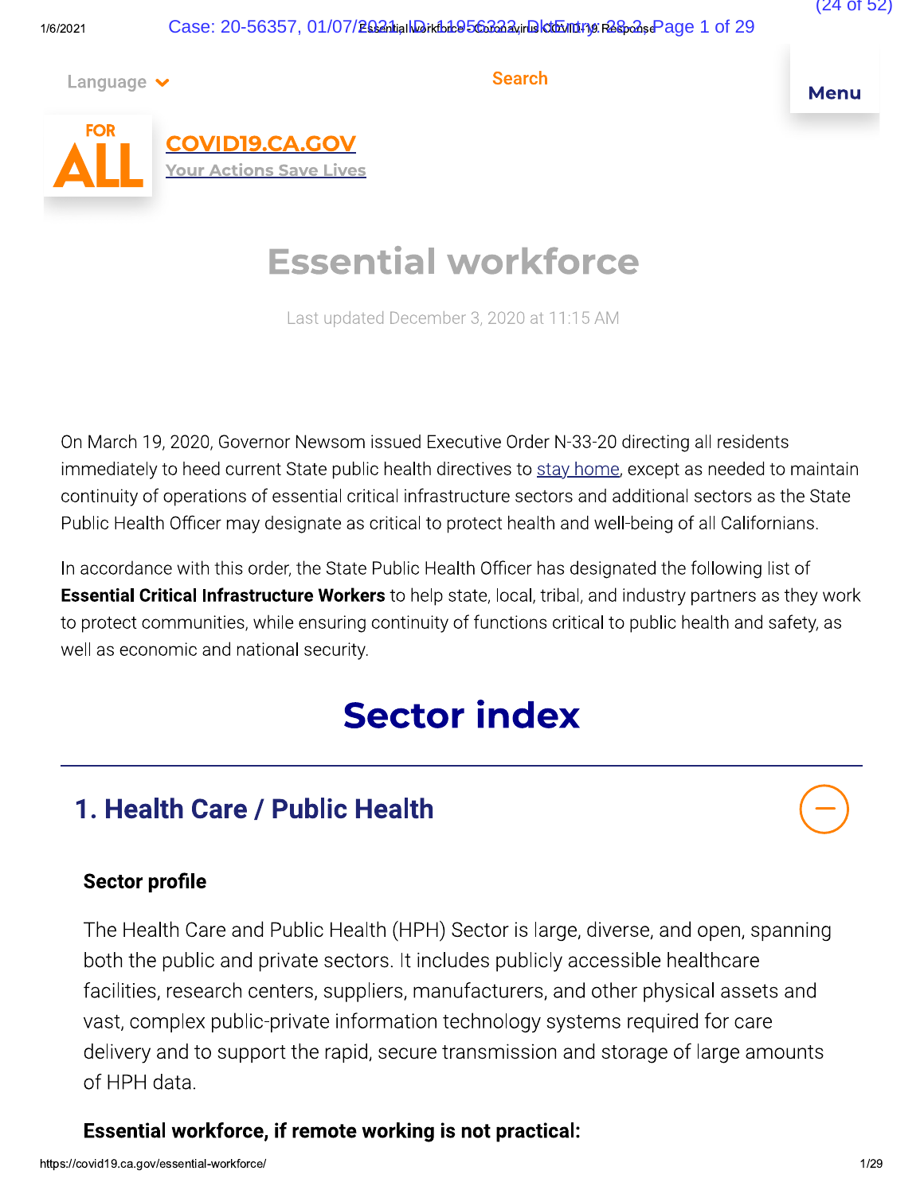Language

Search

Menu

FOR ALL

COVID19.CA.GOV

Your Actions Save Lives

# Essential workforce

Last updated December 3, 2020 at 11:15 AM

On March 19, 2020, Governor Newsom issued Executive Order N-33-20 directing all residents immediately to heed current State public health directives to stay home, except as needed to maintain continuity of operations of essential critical infrastructure sectors and additional sectors as the State Public Health Officer may designate as critical to protect health and well-being of all Californians.

In accordance with this order, the State Public Health Officer has designated the following list of **Essential Critical Infrastructure Workers** to help state, local, tribal, and industry partners as they work to protect communities, while ensuring continuity of functions critical to public health and safety, as well as economic and national security.

## Sector index

### 1. Health Care / Public Health

**Sector profile**

The Health Care and Public Health (HPH) Sector is large, diverse, and open, spanning both the public and private sectors. It includes publicly accessible healthcare facilities, research centers, suppliers, manufacturers, and other physical assets and vast, complex public-private information technology systems required for care delivery and to support the rapid, secure transmission and storage of large amounts of HPH data.

**Essential workforce, if remote working is not practical:**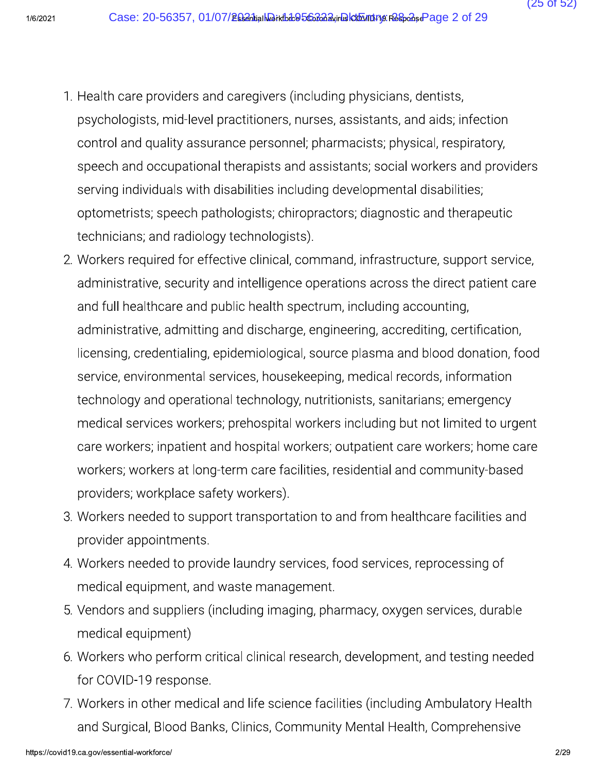1. Health care providers and caregivers (including physicians, dentists, psychologists, mid-level practitioners, nurses, assistants, and aids; infection control and quality assurance personnel; pharmacists; physical, respiratory, speech and occupational therapists and assistants; social workers and providers serving individuals with disabilities including developmental disabilities; optometrists; speech pathologists; chiropractors; diagnostic and therapeutic technicians; and radiology technologists).
2. Workers required for effective clinical, command, infrastructure, support service, administrative, security and intelligence operations across the direct patient care and full healthcare and public health spectrum, including accounting, administrative, admitting and discharge, engineering, accrediting, certification, licensing, credentialing, epidemiological, source plasma and blood donation, food service, environmental services, housekeeping, medical records, information technology and operational technology, nutritionists, sanitarians; emergency medical services workers; prehospital workers including but not limited to urgent care workers; inpatient and hospital workers; outpatient care workers; home care workers; workers at long-term care facilities, residential and community-based providers; workplace safety workers).
3. Workers needed to support transportation to and from healthcare facilities and provider appointments.
4. Workers needed to provide laundry services, food services, reprocessing of medical equipment, and waste management.
5. Vendors and suppliers (including imaging, pharmacy, oxygen services, durable medical equipment)
6. Workers who perform critical clinical research, development, and testing needed for COVID-19 response.
7. Workers in other medical and life science facilities (including Ambulatory Health and Surgical, Blood Banks, Clinics, Community Mental Health, Comprehensive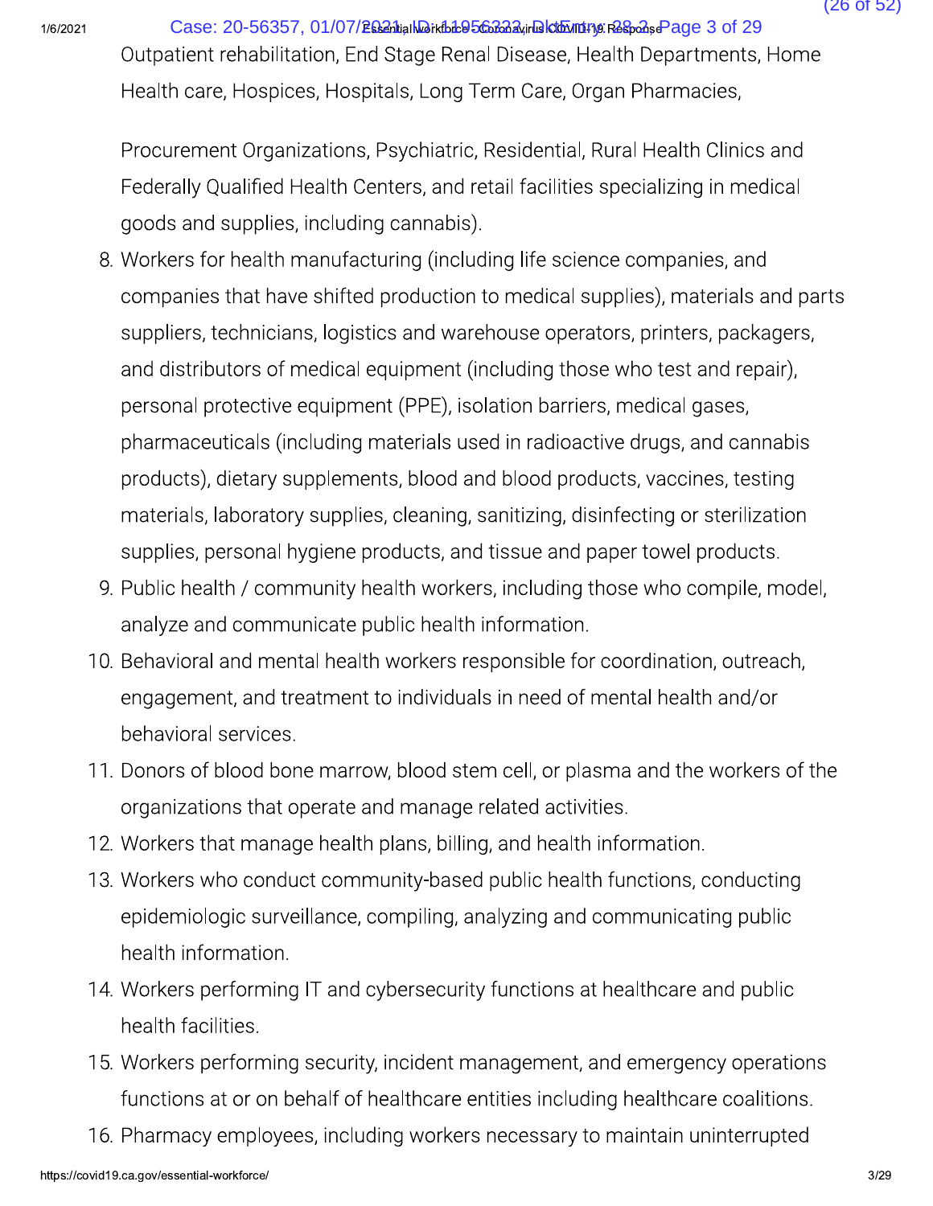Outpatient rehabilitation, End Stage Renal Disease, Health Departments, Home Health care, Hospices, Hospitals, Long Term Care, Organ Pharmacies,

Procurement Organizations, Psychiatric, Residential, Rural Health Clinics and Federally Qualified Health Centers, and retail facilities specializing in medical goods and supplies, including cannabis).

8. Workers for health manufacturing (including life science companies, and companies that have shifted production to medical supplies), materials and parts suppliers, technicians, logistics and warehouse operators, printers, packagers, and distributors of medical equipment (including those who test and repair), personal protective equipment (PPE), isolation barriers, medical gases, pharmaceuticals (including materials used in radioactive drugs, and cannabis products), dietary supplements, blood and blood products, vaccines, testing materials, laboratory supplies, cleaning, sanitizing, disinfecting or sterilization supplies, personal hygiene products, and tissue and paper towel products.
9. Public health / community health workers, including those who compile, model, analyze and communicate public health information.
10. Behavioral and mental health workers responsible for coordination, outreach, engagement, and treatment to individuals in need of mental health and/or behavioral services.
11. Donors of blood bone marrow, blood stem cell, or plasma and the workers of the organizations that operate and manage related activities.
12. Workers that manage health plans, billing, and health information.
13. Workers who conduct community-based public health functions, conducting epidemiologic surveillance, compiling, analyzing and communicating public health information.
14. Workers performing IT and cybersecurity functions at healthcare and public health facilities.
15. Workers performing security, incident management, and emergency operations functions at or on behalf of healthcare entities including healthcare coalitions.
16. Pharmacy employees, including workers necessary to maintain uninterrupted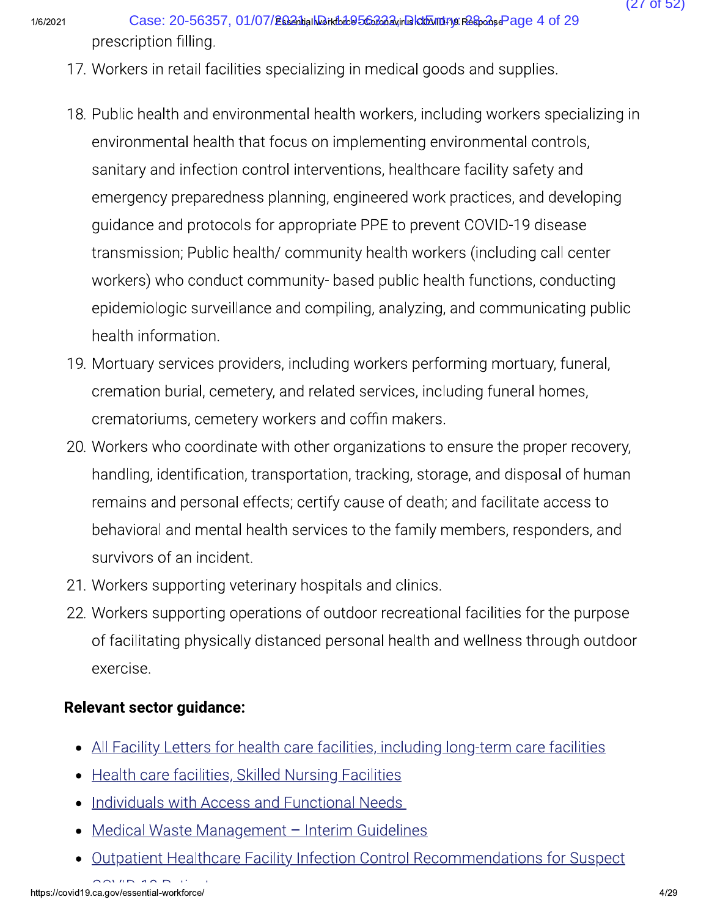prescription filling.

17. Workers in retail facilities specializing in medical goods and supplies.
18. Public health and environmental health workers, including workers specializing in environmental health that focus on implementing environmental controls, sanitary and infection control interventions, healthcare facility safety and emergency preparedness planning, engineered work practices, and developing guidance and protocols for appropriate PPE to prevent COVID-19 disease transmission; Public health/ community health workers (including call center workers) who conduct community- based public health functions, conducting epidemiologic surveillance and compiling, analyzing, and communicating public health information.
19. Mortuary services providers, including workers performing mortuary, funeral, cremation burial, cemetery, and related services, including funeral homes, crematoriums, cemetery workers and coffin makers.
20. Workers who coordinate with other organizations to ensure the proper recovery, handling, identification, transportation, tracking, storage, and disposal of human remains and personal effects; certify cause of death; and facilitate access to behavioral and mental health services to the family members, responders, and survivors of an incident.
21. Workers supporting veterinary hospitals and clinics.
22. Workers supporting operations of outdoor recreational facilities for the purpose of facilitating physically distanced personal health and wellness through outdoor exercise.

**Relevant sector guidance:**

- All Facility Letters for health care facilities, including long-term care facilities
- Health care facilities, Skilled Nursing Facilities
- Individuals with Access and Functional Needs
- Medical Waste Management – Interim Guidelines
- Outpatient Healthcare Facility Infection Control Recommendations for Suspect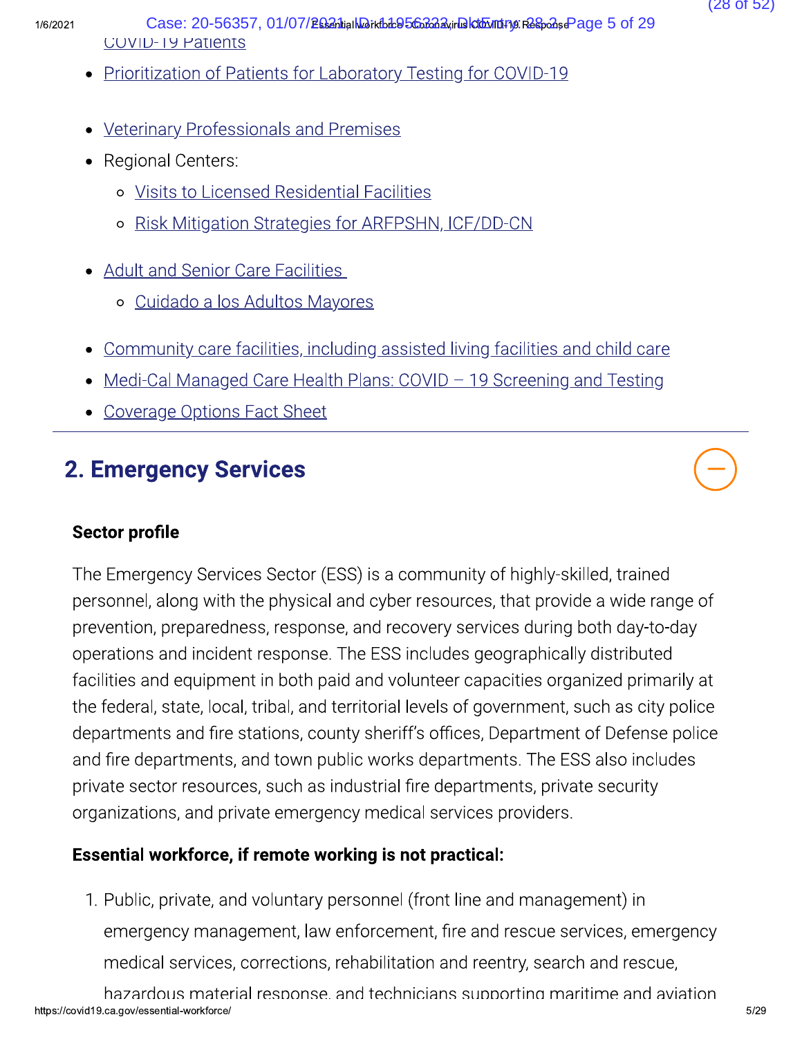COVID-19 Patients

- Prioritization of Patients for Laboratory Testing for COVID-19
- Veterinary Professionals and Premises
- Regional Centers:
  - Visits to Licensed Residential Facilities
  - Risk Mitigation Strategies for ARFPSHN, ICF/DD-CN
- Adult and Senior Care Facilities
  - Cuidado a los Adultos Mayores
- Community care facilities, including assisted living facilities and child care
- Medi-Cal Managed Care Health Plans: COVID – 19 Screening and Testing
- Coverage Options Fact Sheet

## 2. Emergency Services

**Sector profile**

The Emergency Services Sector (ESS) is a community of highly-skilled, trained personnel, along with the physical and cyber resources, that provide a wide range of prevention, preparedness, response, and recovery services during both day-to-day operations and incident response. The ESS includes geographically distributed facilities and equipment in both paid and volunteer capacities organized primarily at the federal, state, local, tribal, and territorial levels of government, such as city police departments and fire stations, county sheriff's offices, Department of Defense police and fire departments, and town public works departments. The ESS also includes private sector resources, such as industrial fire departments, private security organizations, and private emergency medical services providers.

**Essential workforce, if remote working is not practical:**

1. Public, private, and voluntary personnel (front line and management) in emergency management, law enforcement, fire and rescue services, emergency medical services, corrections, rehabilitation and reentry, search and rescue, hazardous material response, and technicians supporting maritime and aviation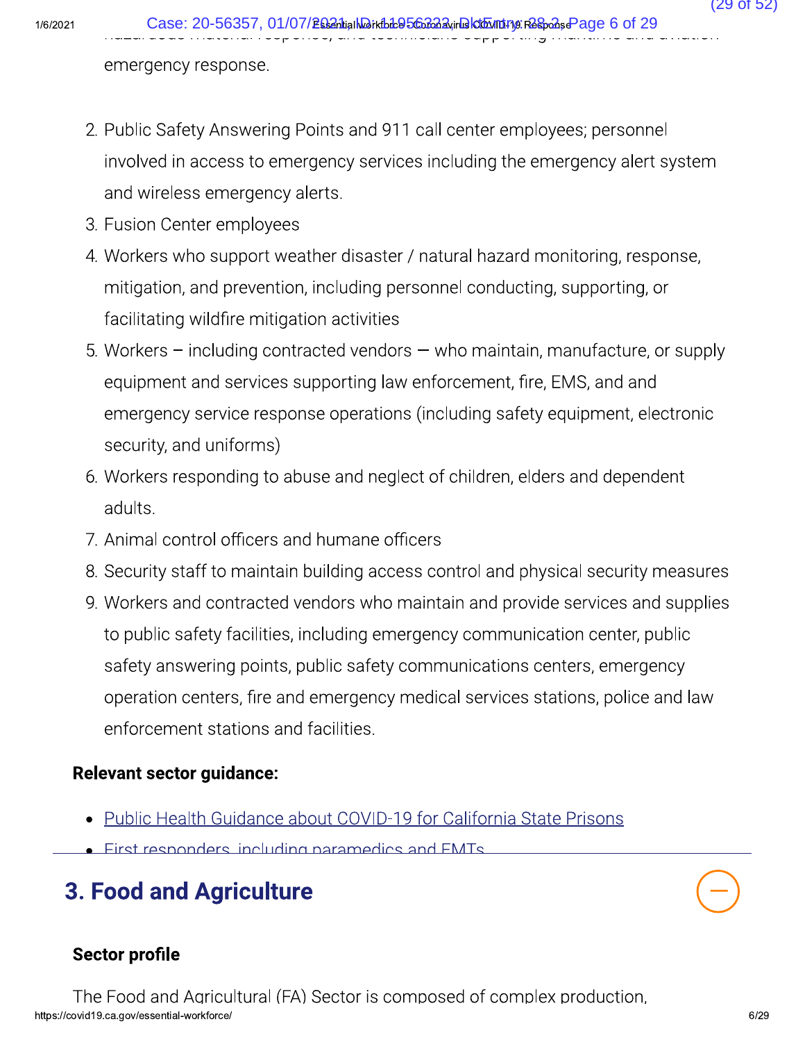emergency response.

2. Public Safety Answering Points and 911 call center employees; personnel involved in access to emergency services including the emergency alert system and wireless emergency alerts.
3. Fusion Center employees
4. Workers who support weather disaster / natural hazard monitoring, response, mitigation, and prevention, including personnel conducting, supporting, or facilitating wildfire mitigation activities
5. Workers – including contracted vendors — who maintain, manufacture, or supply equipment and services supporting law enforcement, fire, EMS, and and emergency service response operations (including safety equipment, electronic security, and uniforms)
6. Workers responding to abuse and neglect of children, elders and dependent adults.
7. Animal control officers and humane officers
8. Security staff to maintain building access control and physical security measures
9. Workers and contracted vendors who maintain and provide services and supplies to public safety facilities, including emergency communication center, public safety answering points, public safety communications centers, emergency operation centers, fire and emergency medical services stations, police and law enforcement stations and facilities.

**Relevant sector guidance:**

- Public Health Guidance about COVID-19 for California State Prisons
- First responders, including paramedics and EMTs

## 3. Food and Agriculture

**Sector profile**

The Food and Agricultural (FA) Sector is composed of complex production,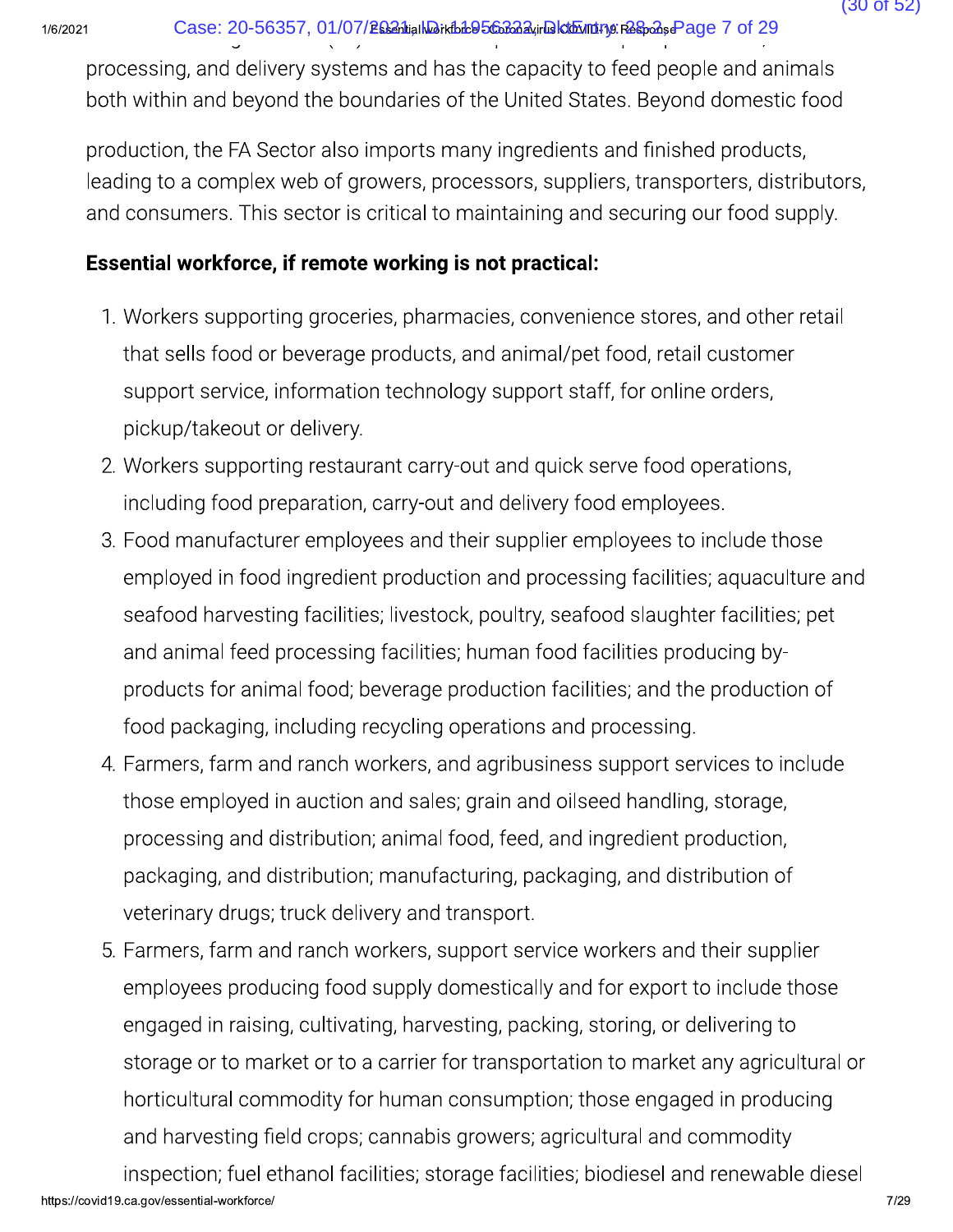processing, and delivery systems and has the capacity to feed people and animals both within and beyond the boundaries of the United States. Beyond domestic food

production, the FA Sector also imports many ingredients and finished products, leading to a complex web of growers, processors, suppliers, transporters, distributors, and consumers. This sector is critical to maintaining and securing our food supply.

**Essential workforce, if remote working is not practical:**

1. Workers supporting groceries, pharmacies, convenience stores, and other retail that sells food or beverage products, and animal/pet food, retail customer support service, information technology support staff, for online orders, pickup/takeout or delivery.
2. Workers supporting restaurant carry-out and quick serve food operations, including food preparation, carry-out and delivery food employees.
3. Food manufacturer employees and their supplier employees to include those employed in food ingredient production and processing facilities; aquaculture and seafood harvesting facilities; livestock, poultry, seafood slaughter facilities; pet and animal feed processing facilities; human food facilities producing by-products for animal food; beverage production facilities; and the production of food packaging, including recycling operations and processing.
4. Farmers, farm and ranch workers, and agribusiness support services to include those employed in auction and sales; grain and oilseed handling, storage, processing and distribution; animal food, feed, and ingredient production, packaging, and distribution; manufacturing, packaging, and distribution of veterinary drugs; truck delivery and transport.
5. Farmers, farm and ranch workers, support service workers and their supplier employees producing food supply domestically and for export to include those engaged in raising, cultivating, harvesting, packing, storing, or delivering to storage or to market or to a carrier for transportation to market any agricultural or horticultural commodity for human consumption; those engaged in producing and harvesting field crops; cannabis growers; agricultural and commodity inspection; fuel ethanol facilities; storage facilities; biodiesel and renewable diesel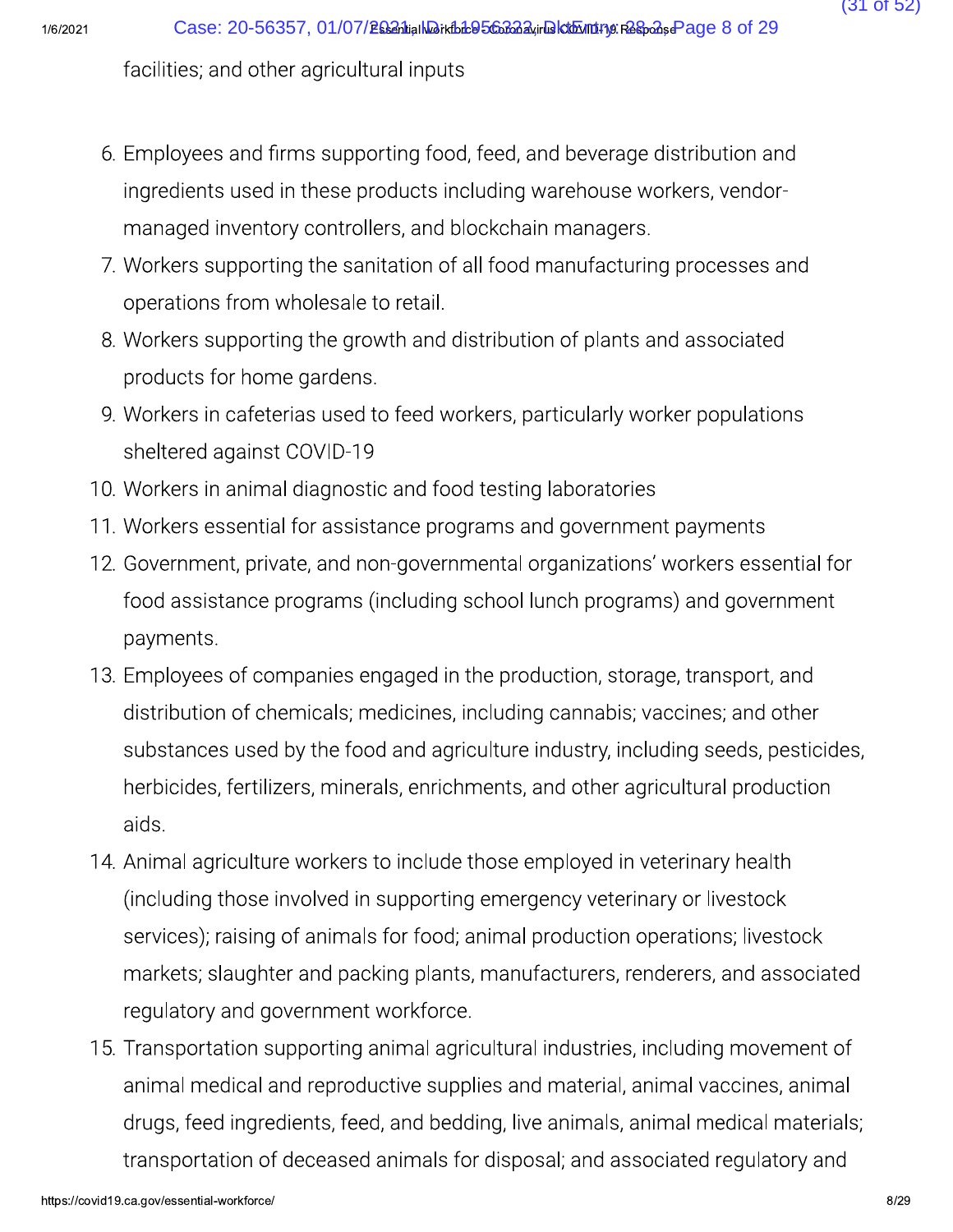facilities; and other agricultural inputs

6. Employees and firms supporting food, feed, and beverage distribution and ingredients used in these products including warehouse workers, vendor-managed inventory controllers, and blockchain managers.
7. Workers supporting the sanitation of all food manufacturing processes and operations from wholesale to retail.
8. Workers supporting the growth and distribution of plants and associated products for home gardens.
9. Workers in cafeterias used to feed workers, particularly worker populations sheltered against COVID-19
10. Workers in animal diagnostic and food testing laboratories
11. Workers essential for assistance programs and government payments
12. Government, private, and non-governmental organizations' workers essential for food assistance programs (including school lunch programs) and government payments.
13. Employees of companies engaged in the production, storage, transport, and distribution of chemicals; medicines, including cannabis; vaccines; and other substances used by the food and agriculture industry, including seeds, pesticides, herbicides, fertilizers, minerals, enrichments, and other agricultural production aids.
14. Animal agriculture workers to include those employed in veterinary health (including those involved in supporting emergency veterinary or livestock services); raising of animals for food; animal production operations; livestock markets; slaughter and packing plants, manufacturers, renderers, and associated regulatory and government workforce.
15. Transportation supporting animal agricultural industries, including movement of animal medical and reproductive supplies and material, animal vaccines, animal drugs, feed ingredients, feed, and bedding, live animals, animal medical materials; transportation of deceased animals for disposal; and associated regulatory and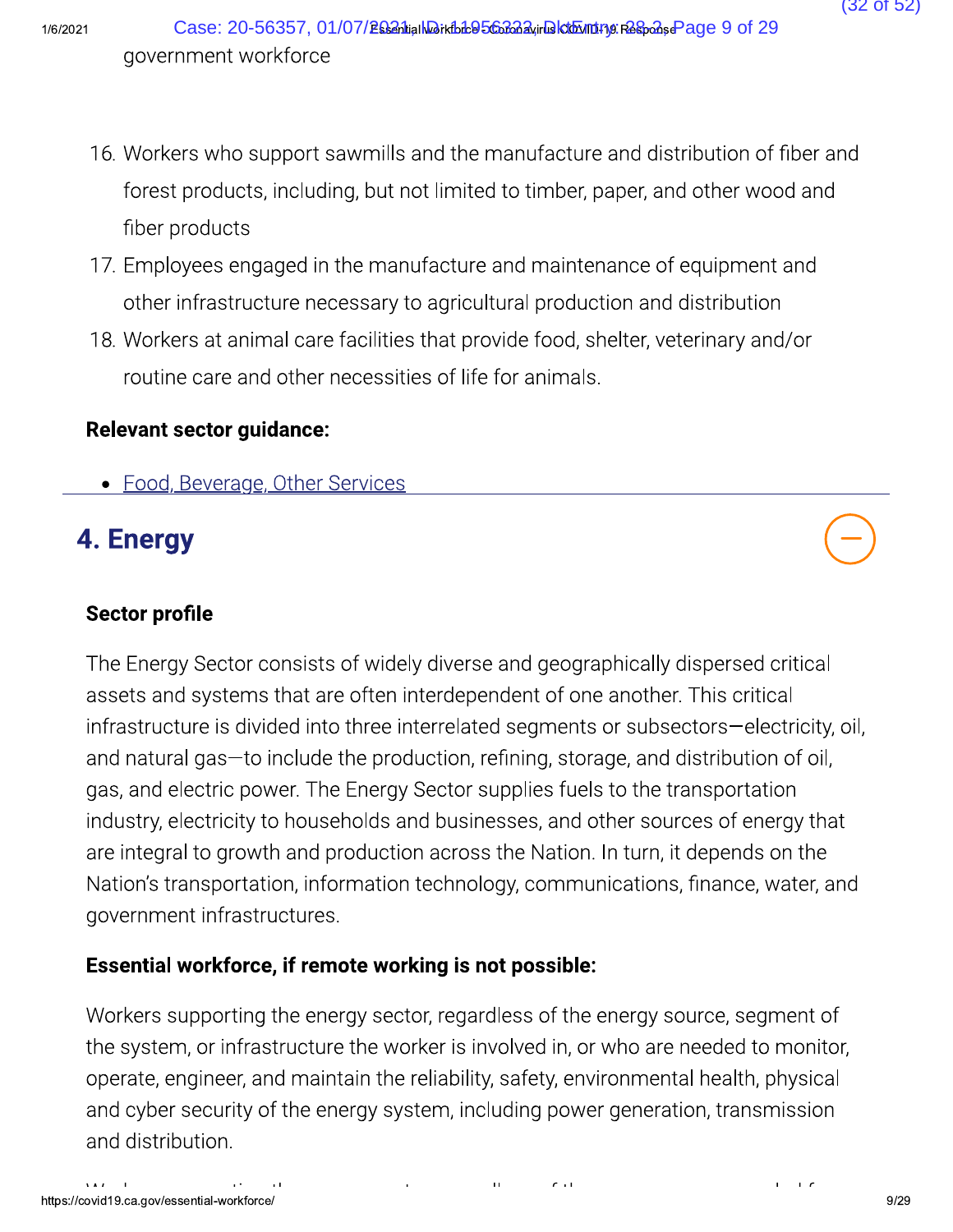government workforce

16. Workers who support sawmills and the manufacture and distribution of fiber and forest products, including, but not limited to timber, paper, and other wood and fiber products
17. Employees engaged in the manufacture and maintenance of equipment and other infrastructure necessary to agricultural production and distribution
18. Workers at animal care facilities that provide food, shelter, veterinary and/or routine care and other necessities of life for animals.

**Relevant sector guidance:**

- Food, Beverage, Other Services

## 4. Energy

**Sector profile**

The Energy Sector consists of widely diverse and geographically dispersed critical assets and systems that are often interdependent of one another. This critical infrastructure is divided into three interrelated segments or subsectors—electricity, oil, and natural gas—to include the production, refining, storage, and distribution of oil, gas, and electric power. The Energy Sector supplies fuels to the transportation industry, electricity to households and businesses, and other sources of energy that are integral to growth and production across the Nation. In turn, it depends on the Nation's transportation, information technology, communications, finance, water, and government infrastructures.

**Essential workforce, if remote working is not possible:**

Workers supporting the energy sector, regardless of the energy source, segment of the system, or infrastructure the worker is involved in, or who are needed to monitor, operate, engineer, and maintain the reliability, safety, environmental health, physical and cyber security of the energy system, including power generation, transmission and distribution.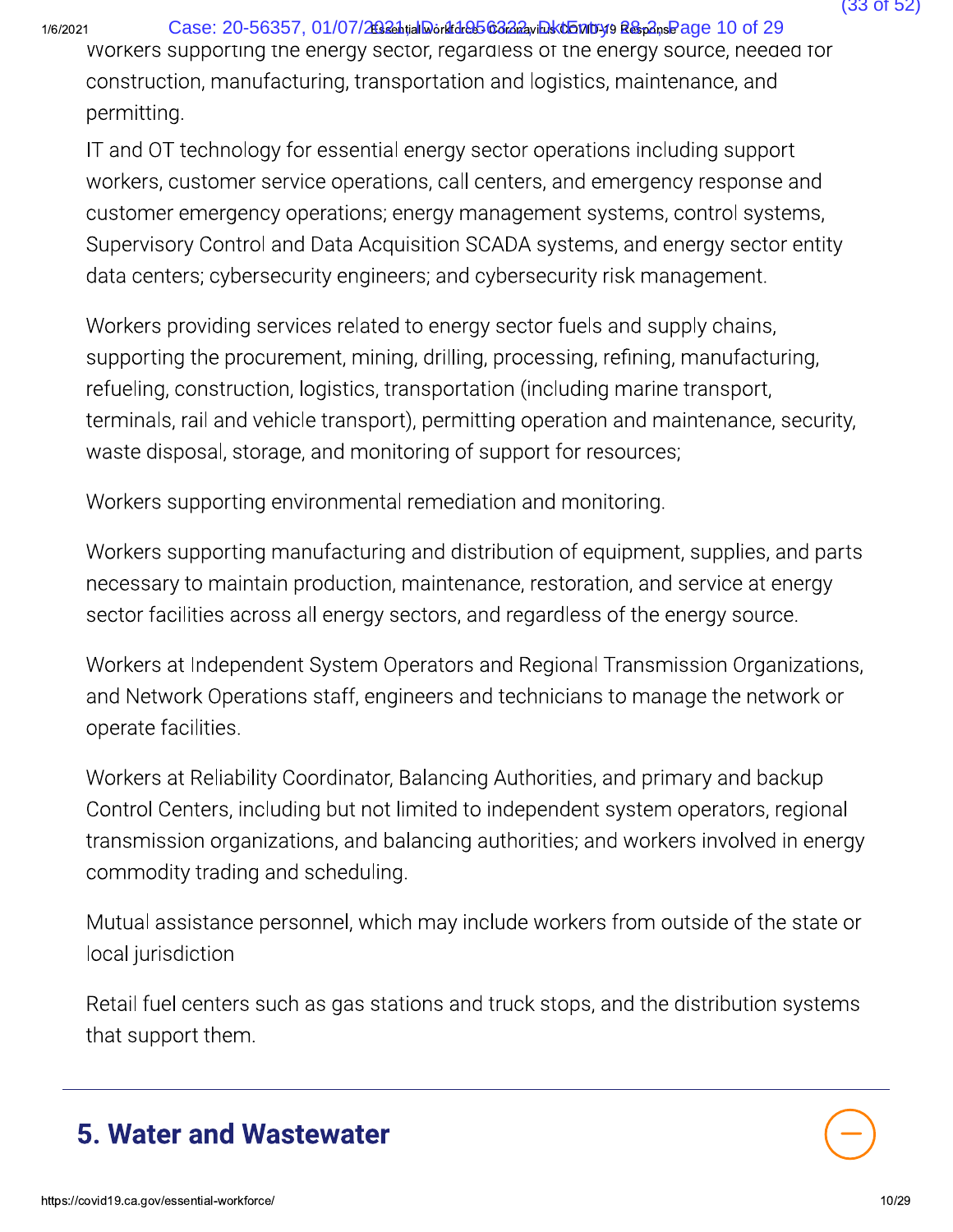Workers supporting the energy sector, regardless of the energy source, needed for construction, manufacturing, transportation and logistics, maintenance, and permitting.

IT and OT technology for essential energy sector operations including support workers, customer service operations, call centers, and emergency response and customer emergency operations; energy management systems, control systems, Supervisory Control and Data Acquisition SCADA systems, and energy sector entity data centers; cybersecurity engineers; and cybersecurity risk management.

Workers providing services related to energy sector fuels and supply chains, supporting the procurement, mining, drilling, processing, refining, manufacturing, refueling, construction, logistics, transportation (including marine transport, terminals, rail and vehicle transport), permitting operation and maintenance, security, waste disposal, storage, and monitoring of support for resources;

Workers supporting environmental remediation and monitoring.

Workers supporting manufacturing and distribution of equipment, supplies, and parts necessary to maintain production, maintenance, restoration, and service at energy sector facilities across all energy sectors, and regardless of the energy source.

Workers at Independent System Operators and Regional Transmission Organizations, and Network Operations staff, engineers and technicians to manage the network or operate facilities.

Workers at Reliability Coordinator, Balancing Authorities, and primary and backup Control Centers, including but not limited to independent system operators, regional transmission organizations, and balancing authorities; and workers involved in energy commodity trading and scheduling.

Mutual assistance personnel, which may include workers from outside of the state or local jurisdiction

Retail fuel centers such as gas stations and truck stops, and the distribution systems that support them.

## 5. Water and Wastewater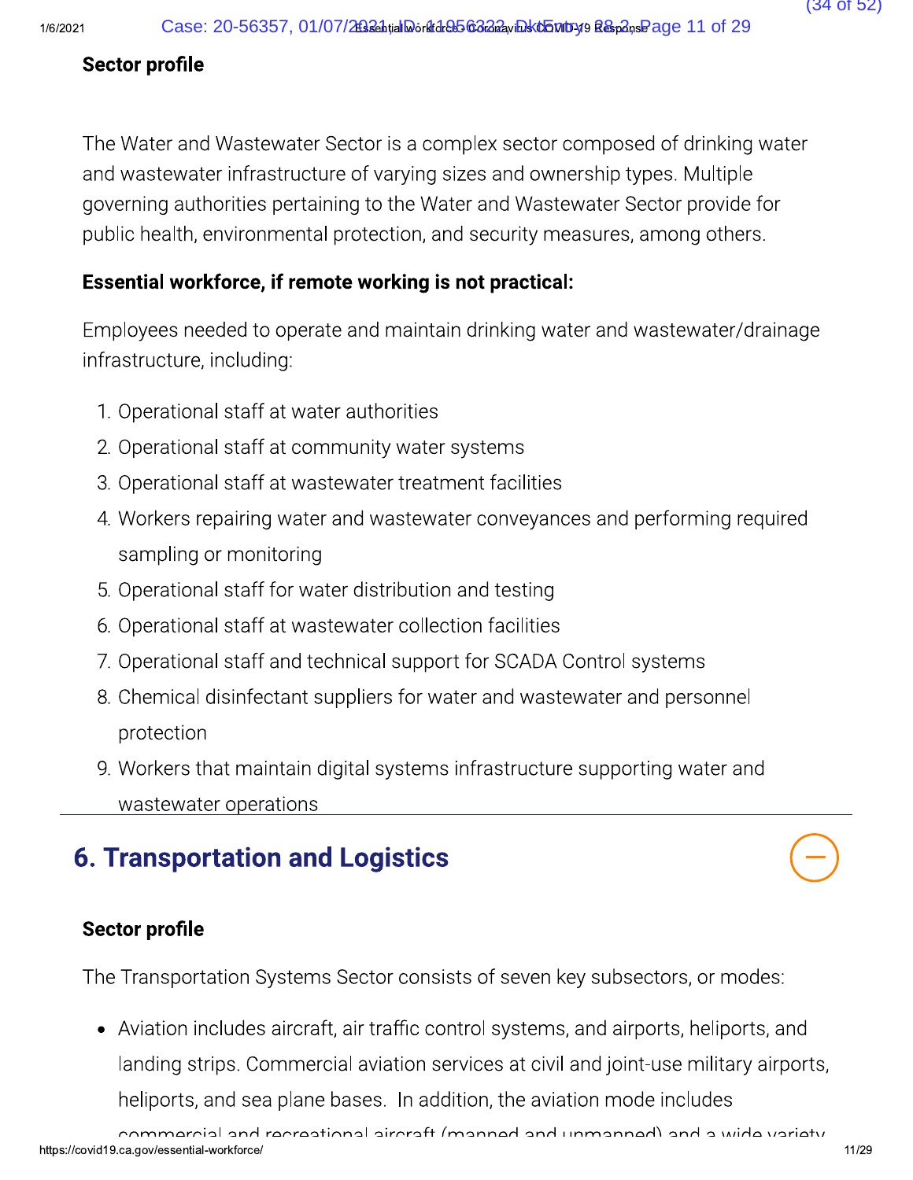**Sector profile**

The Water and Wastewater Sector is a complex sector composed of drinking water and wastewater infrastructure of varying sizes and ownership types. Multiple governing authorities pertaining to the Water and Wastewater Sector provide for public health, environmental protection, and security measures, among others.

**Essential workforce, if remote working is not practical:**

Employees needed to operate and maintain drinking water and wastewater/drainage infrastructure, including:

1. Operational staff at water authorities
2. Operational staff at community water systems
3. Operational staff at wastewater treatment facilities
4. Workers repairing water and wastewater conveyances and performing required sampling or monitoring
5. Operational staff for water distribution and testing
6. Operational staff at wastewater collection facilities
7. Operational staff and technical support for SCADA Control systems
8. Chemical disinfectant suppliers for water and wastewater and personnel protection
9. Workers that maintain digital systems infrastructure supporting water and wastewater operations

## 6. Transportation and Logistics

**Sector profile**

The Transportation Systems Sector consists of seven key subsectors, or modes:

- Aviation includes aircraft, air traffic control systems, and airports, heliports, and landing strips. Commercial aviation services at civil and joint-use military airports, heliports, and sea plane bases. In addition, the aviation mode includes commercial and recreational aircraft (manned and unmanned) and a wide variety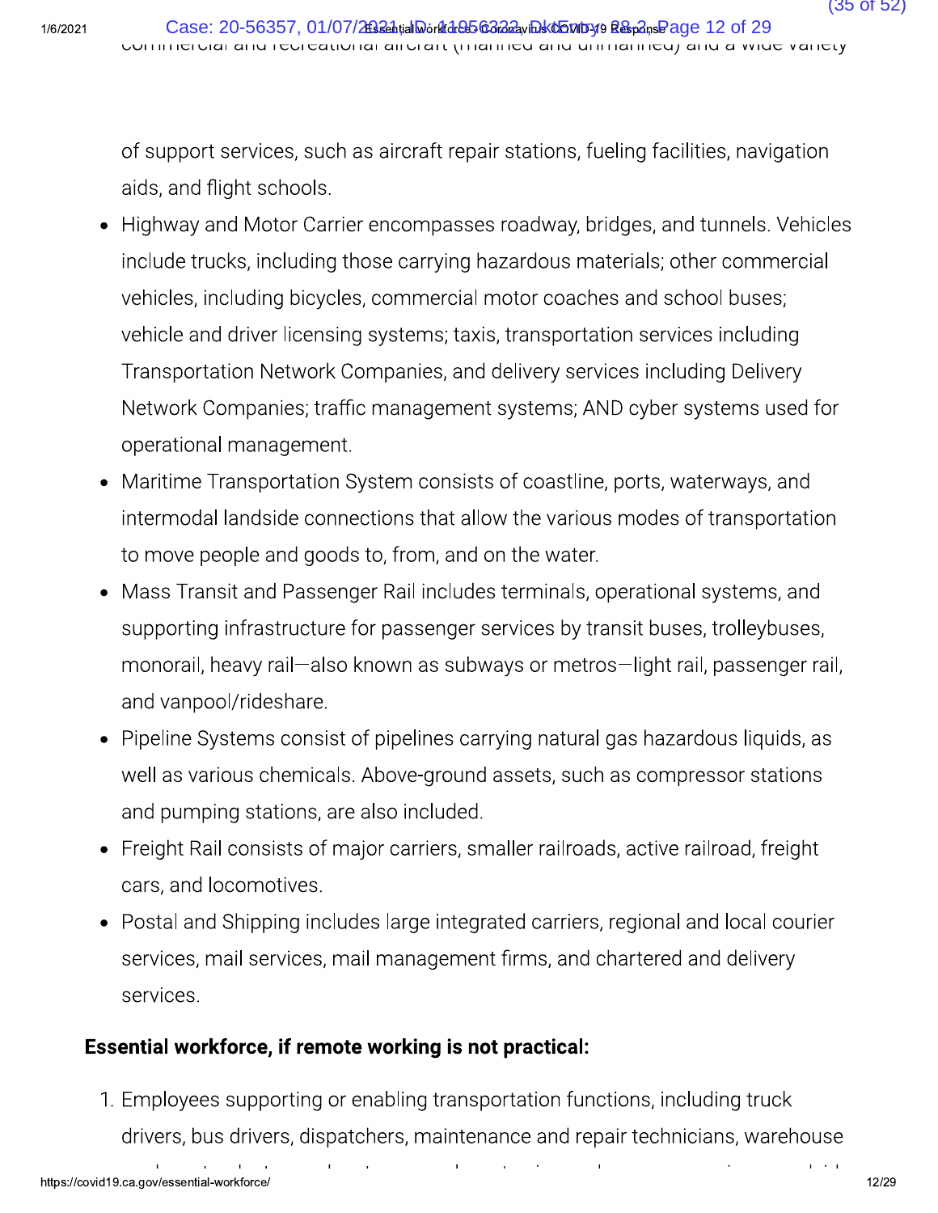of support services, such as aircraft repair stations, fueling facilities, navigation aids, and flight schools.

- Highway and Motor Carrier encompasses roadway, bridges, and tunnels. Vehicles include trucks, including those carrying hazardous materials; other commercial vehicles, including bicycles, commercial motor coaches and school buses; vehicle and driver licensing systems; taxis, transportation services including Transportation Network Companies, and delivery services including Delivery Network Companies; traffic management systems; AND cyber systems used for operational management.
- Maritime Transportation System consists of coastline, ports, waterways, and intermodal landside connections that allow the various modes of transportation to move people and goods to, from, and on the water.
- Mass Transit and Passenger Rail includes terminals, operational systems, and supporting infrastructure for passenger services by transit buses, trolleybuses, monorail, heavy rail—also known as subways or metros—light rail, passenger rail, and vanpool/rideshare.
- Pipeline Systems consist of pipelines carrying natural gas hazardous liquids, as well as various chemicals. Above-ground assets, such as compressor stations and pumping stations, are also included.
- Freight Rail consists of major carriers, smaller railroads, active railroad, freight cars, and locomotives.
- Postal and Shipping includes large integrated carriers, regional and local courier services, mail services, mail management firms, and chartered and delivery services.

**Essential workforce, if remote working is not practical:**

1. Employees supporting or enabling transportation functions, including truck drivers, bus drivers, dispatchers, maintenance and repair technicians, warehouse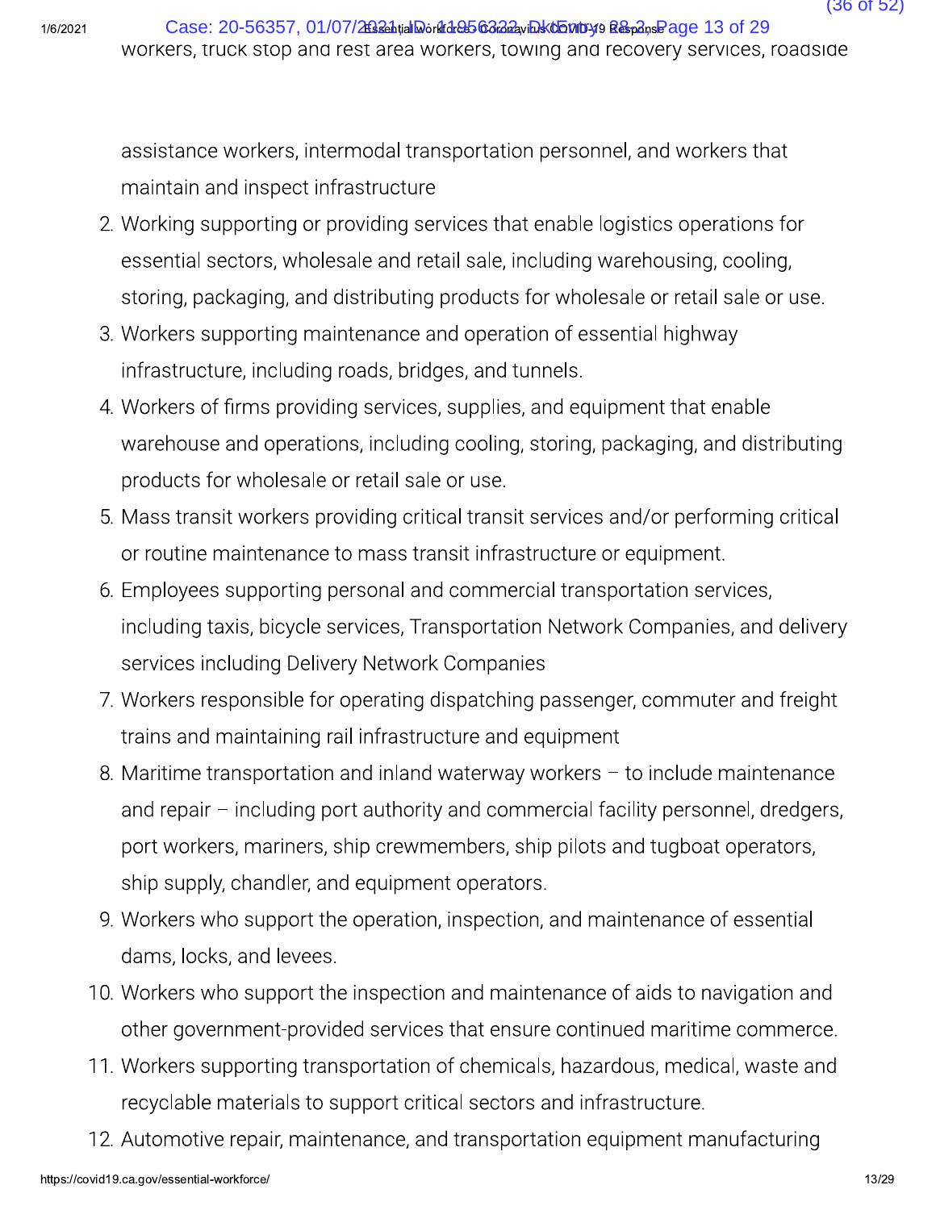workers, truck stop and rest area workers, towing and recovery services, roadside assistance workers, intermodal transportation personnel, and workers that maintain and inspect infrastructure

2. Working supporting or providing services that enable logistics operations for essential sectors, wholesale and retail sale, including warehousing, cooling, storing, packaging, and distributing products for wholesale or retail sale or use.
3. Workers supporting maintenance and operation of essential highway infrastructure, including roads, bridges, and tunnels.
4. Workers of firms providing services, supplies, and equipment that enable warehouse and operations, including cooling, storing, packaging, and distributing products for wholesale or retail sale or use.
5. Mass transit workers providing critical transit services and/or performing critical or routine maintenance to mass transit infrastructure or equipment.
6. Employees supporting personal and commercial transportation services, including taxis, bicycle services, Transportation Network Companies, and delivery services including Delivery Network Companies
7. Workers responsible for operating dispatching passenger, commuter and freight trains and maintaining rail infrastructure and equipment
8. Maritime transportation and inland waterway workers – to include maintenance and repair – including port authority and commercial facility personnel, dredgers, port workers, mariners, ship crewmembers, ship pilots and tugboat operators, ship supply, chandler, and equipment operators.
9. Workers who support the operation, inspection, and maintenance of essential dams, locks, and levees.
10. Workers who support the inspection and maintenance of aids to navigation and other government-provided services that ensure continued maritime commerce.
11. Workers supporting transportation of chemicals, hazardous, medical, waste and recyclable materials to support critical sectors and infrastructure.
12. Automotive repair, maintenance, and transportation equipment manufacturing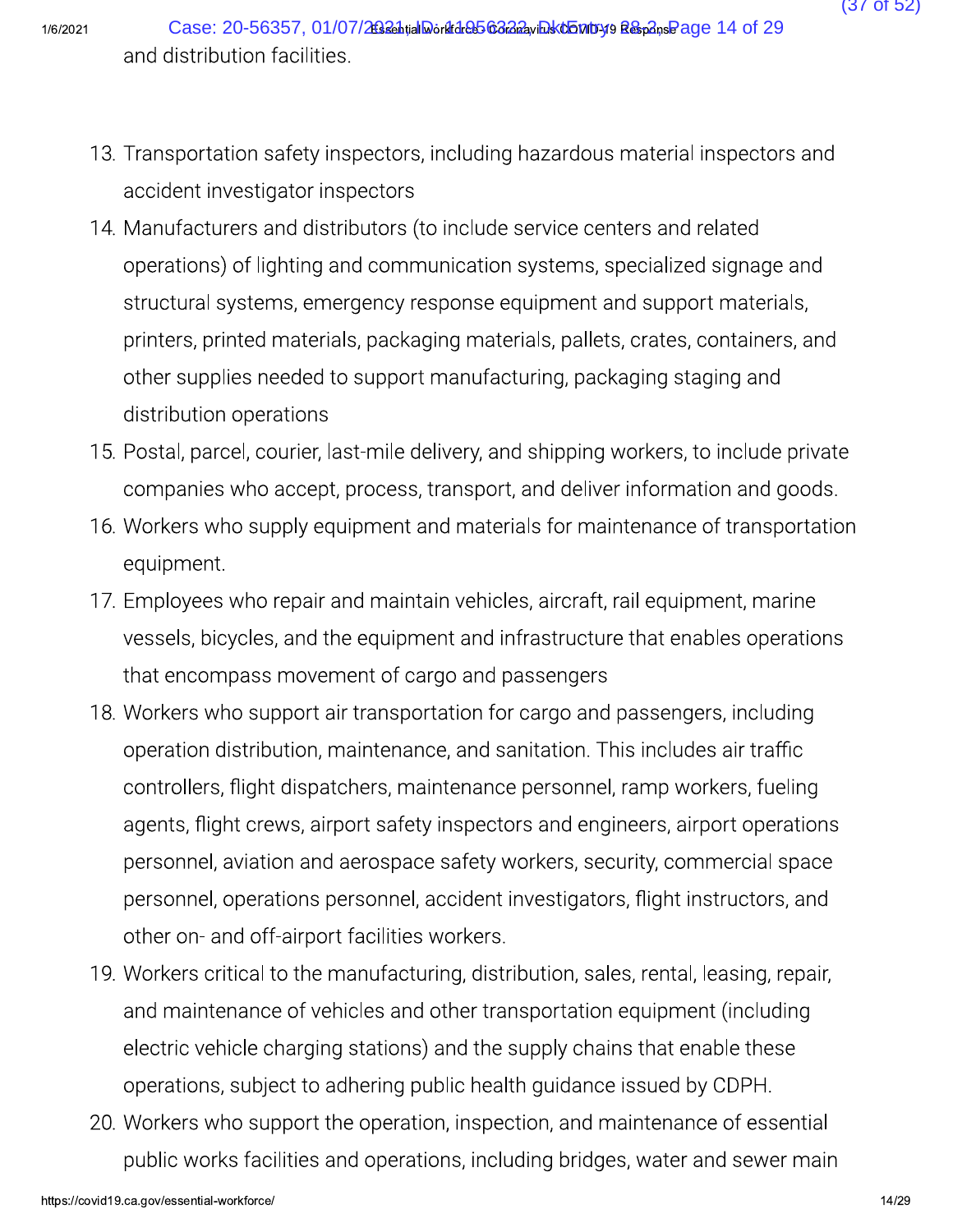and distribution facilities.

13. Transportation safety inspectors, including hazardous material inspectors and accident investigator inspectors
14. Manufacturers and distributors (to include service centers and related operations) of lighting and communication systems, specialized signage and structural systems, emergency response equipment and support materials, printers, printed materials, packaging materials, pallets, crates, containers, and other supplies needed to support manufacturing, packaging staging and distribution operations
15. Postal, parcel, courier, last-mile delivery, and shipping workers, to include private companies who accept, process, transport, and deliver information and goods.
16. Workers who supply equipment and materials for maintenance of transportation equipment.
17. Employees who repair and maintain vehicles, aircraft, rail equipment, marine vessels, bicycles, and the equipment and infrastructure that enables operations that encompass movement of cargo and passengers
18. Workers who support air transportation for cargo and passengers, including operation distribution, maintenance, and sanitation. This includes air traffic controllers, flight dispatchers, maintenance personnel, ramp workers, fueling agents, flight crews, airport safety inspectors and engineers, airport operations personnel, aviation and aerospace safety workers, security, commercial space personnel, operations personnel, accident investigators, flight instructors, and other on- and off-airport facilities workers.
19. Workers critical to the manufacturing, distribution, sales, rental, leasing, repair, and maintenance of vehicles and other transportation equipment (including electric vehicle charging stations) and the supply chains that enable these operations, subject to adhering public health guidance issued by CDPH.
20. Workers who support the operation, inspection, and maintenance of essential public works facilities and operations, including bridges, water and sewer main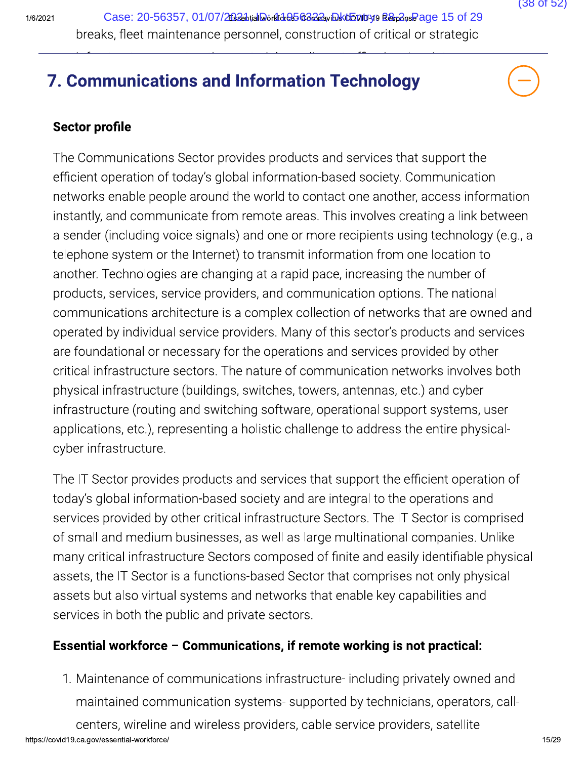breaks, fleet maintenance personnel, construction of critical or strategic

## 7. Communications and Information Technology

### Sector profile

The Communications Sector provides products and services that support the efficient operation of today's global information-based society. Communication networks enable people around the world to contact one another, access information instantly, and communicate from remote areas. This involves creating a link between a sender (including voice signals) and one or more recipients using technology (e.g., a telephone system or the Internet) to transmit information from one location to another. Technologies are changing at a rapid pace, increasing the number of products, services, service providers, and communication options. The national communications architecture is a complex collection of networks that are owned and operated by individual service providers. Many of this sector's products and services are foundational or necessary for the operations and services provided by other critical infrastructure sectors. The nature of communication networks involves both physical infrastructure (buildings, switches, towers, antennas, etc.) and cyber infrastructure (routing and switching software, operational support systems, user applications, etc.), representing a holistic challenge to address the entire physical-cyber infrastructure.

The IT Sector provides products and services that support the efficient operation of today's global information-based society and are integral to the operations and services provided by other critical infrastructure Sectors. The IT Sector is comprised of small and medium businesses, as well as large multinational companies. Unlike many critical infrastructure Sectors composed of finite and easily identifiable physical assets, the IT Sector is a functions-based Sector that comprises not only physical assets but also virtual systems and networks that enable key capabilities and services in both the public and private sectors.

### Essential workforce – Communications, if remote working is not practical:

1. Maintenance of communications infrastructure- including privately owned and maintained communication systems- supported by technicians, operators, call-centers, wireline and wireless providers, cable service providers, satellite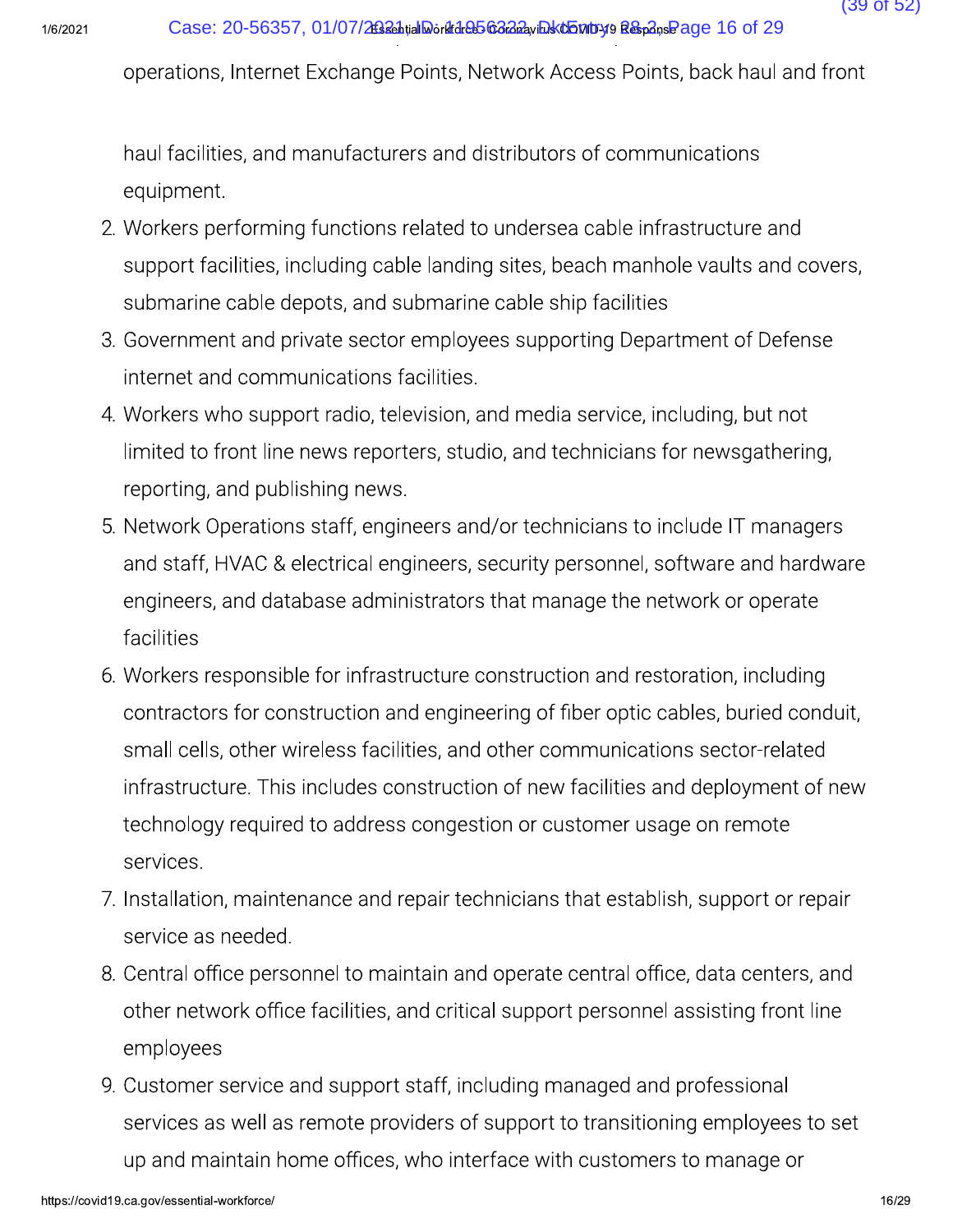operations, Internet Exchange Points, Network Access Points, back haul and front

haul facilities, and manufacturers and distributors of communications equipment.

2. Workers performing functions related to undersea cable infrastructure and support facilities, including cable landing sites, beach manhole vaults and covers, submarine cable depots, and submarine cable ship facilities
3. Government and private sector employees supporting Department of Defense internet and communications facilities.
4. Workers who support radio, television, and media service, including, but not limited to front line news reporters, studio, and technicians for newsgathering, reporting, and publishing news.
5. Network Operations staff, engineers and/or technicians to include IT managers and staff, HVAC & electrical engineers, security personnel, software and hardware engineers, and database administrators that manage the network or operate facilities
6. Workers responsible for infrastructure construction and restoration, including contractors for construction and engineering of fiber optic cables, buried conduit, small cells, other wireless facilities, and other communications sector-related infrastructure. This includes construction of new facilities and deployment of new technology required to address congestion or customer usage on remote services.
7. Installation, maintenance and repair technicians that establish, support or repair service as needed.
8. Central office personnel to maintain and operate central office, data centers, and other network office facilities, and critical support personnel assisting front line employees
9. Customer service and support staff, including managed and professional services as well as remote providers of support to transitioning employees to set up and maintain home offices, who interface with customers to manage or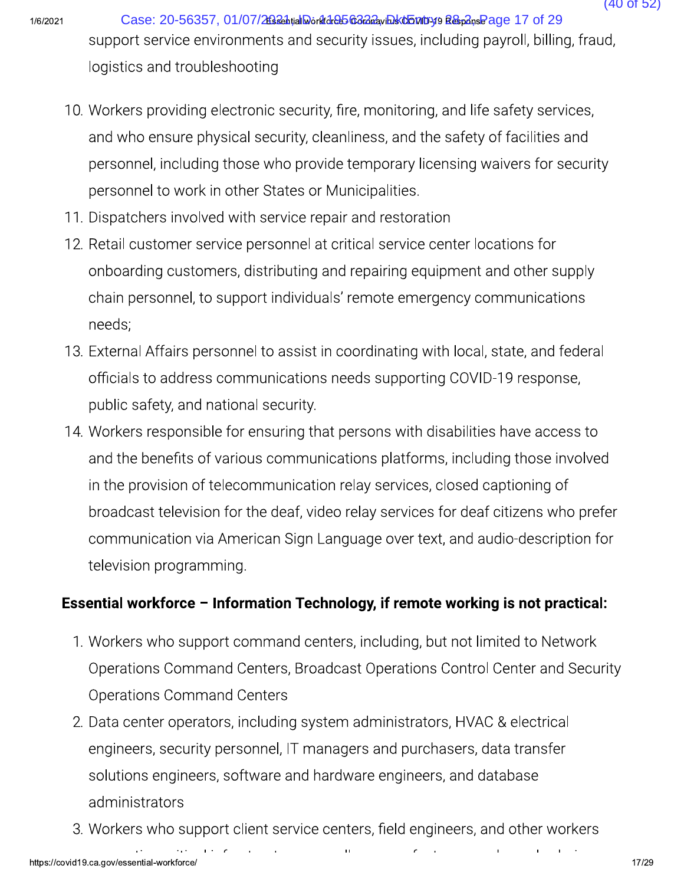support service environments and security issues, including payroll, billing, fraud, logistics and troubleshooting

10. Workers providing electronic security, fire, monitoring, and life safety services, and who ensure physical security, cleanliness, and the safety of facilities and personnel, including those who provide temporary licensing waivers for security personnel to work in other States or Municipalities.
11. Dispatchers involved with service repair and restoration
12. Retail customer service personnel at critical service center locations for onboarding customers, distributing and repairing equipment and other supply chain personnel, to support individuals' remote emergency communications needs;
13. External Affairs personnel to assist in coordinating with local, state, and federal officials to address communications needs supporting COVID-19 response, public safety, and national security.
14. Workers responsible for ensuring that persons with disabilities have access to and the benefits of various communications platforms, including those involved in the provision of telecommunication relay services, closed captioning of broadcast television for the deaf, video relay services for deaf citizens who prefer communication via American Sign Language over text, and audio-description for television programming.

**Essential workforce – Information Technology, if remote working is not practical:**

1. Workers who support command centers, including, but not limited to Network Operations Command Centers, Broadcast Operations Control Center and Security Operations Command Centers
2. Data center operators, including system administrators, HVAC & electrical engineers, security personnel, IT managers and purchasers, data transfer solutions engineers, software and hardware engineers, and database administrators
3. Workers who support client service centers, field engineers, and other workers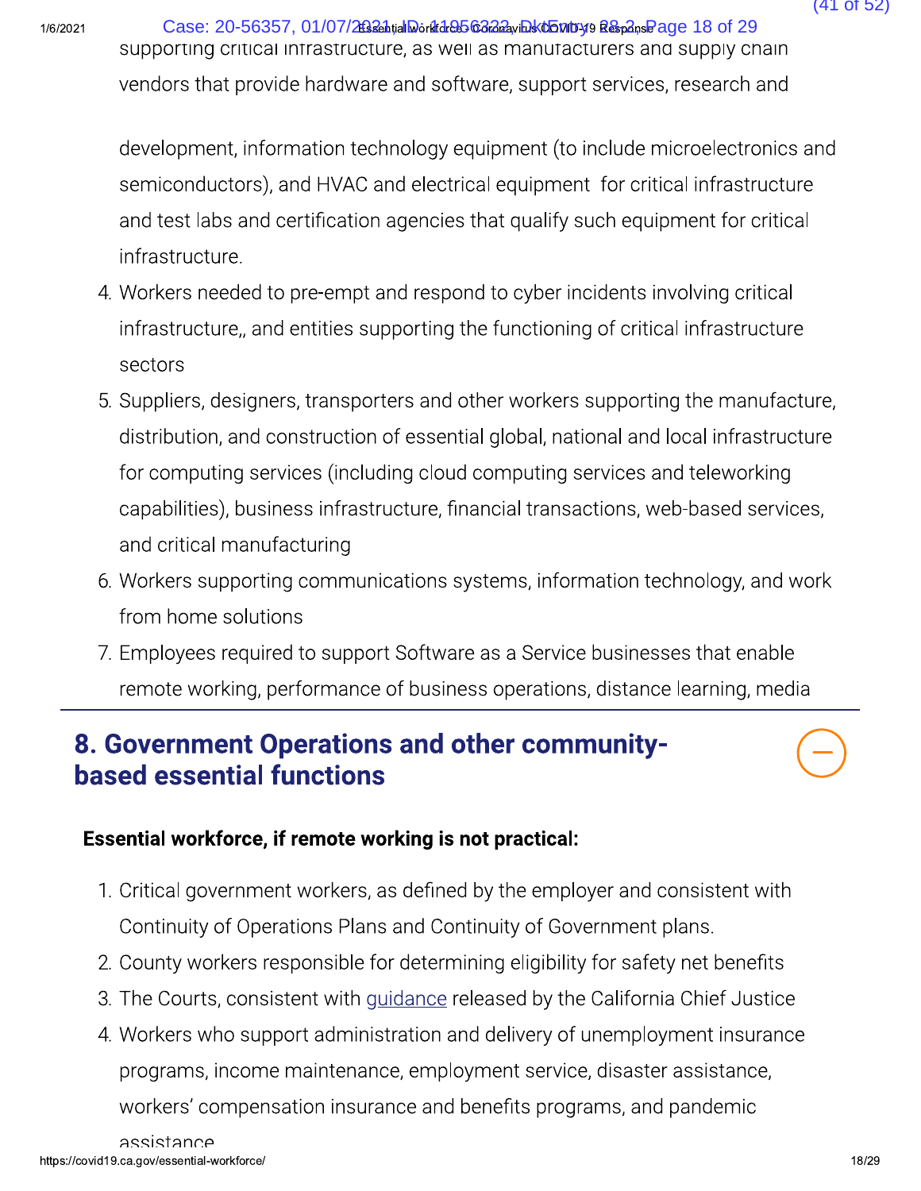supporting critical infrastructure, as well as manufacturers and supply chain vendors that provide hardware and software, support services, research and

development, information technology equipment (to include microelectronics and semiconductors), and HVAC and electrical equipment for critical infrastructure and test labs and certification agencies that qualify such equipment for critical infrastructure.

4. Workers needed to pre-empt and respond to cyber incidents involving critical infrastructure,, and entities supporting the functioning of critical infrastructure sectors
5. Suppliers, designers, transporters and other workers supporting the manufacture, distribution, and construction of essential global, national and local infrastructure for computing services (including cloud computing services and teleworking capabilities), business infrastructure, financial transactions, web-based services, and critical manufacturing
6. Workers supporting communications systems, information technology, and work from home solutions
7. Employees required to support Software as a Service businesses that enable remote working, performance of business operations, distance learning, media

## 8. Government Operations and other community-based essential functions

**Essential workforce, if remote working is not practical:**

1. Critical government workers, as defined by the employer and consistent with Continuity of Operations Plans and Continuity of Government plans.
2. County workers responsible for determining eligibility for safety net benefits
3. The Courts, consistent with guidance released by the California Chief Justice
4. Workers who support administration and delivery of unemployment insurance programs, income maintenance, employment service, disaster assistance, workers' compensation insurance and benefits programs, and pandemic assistance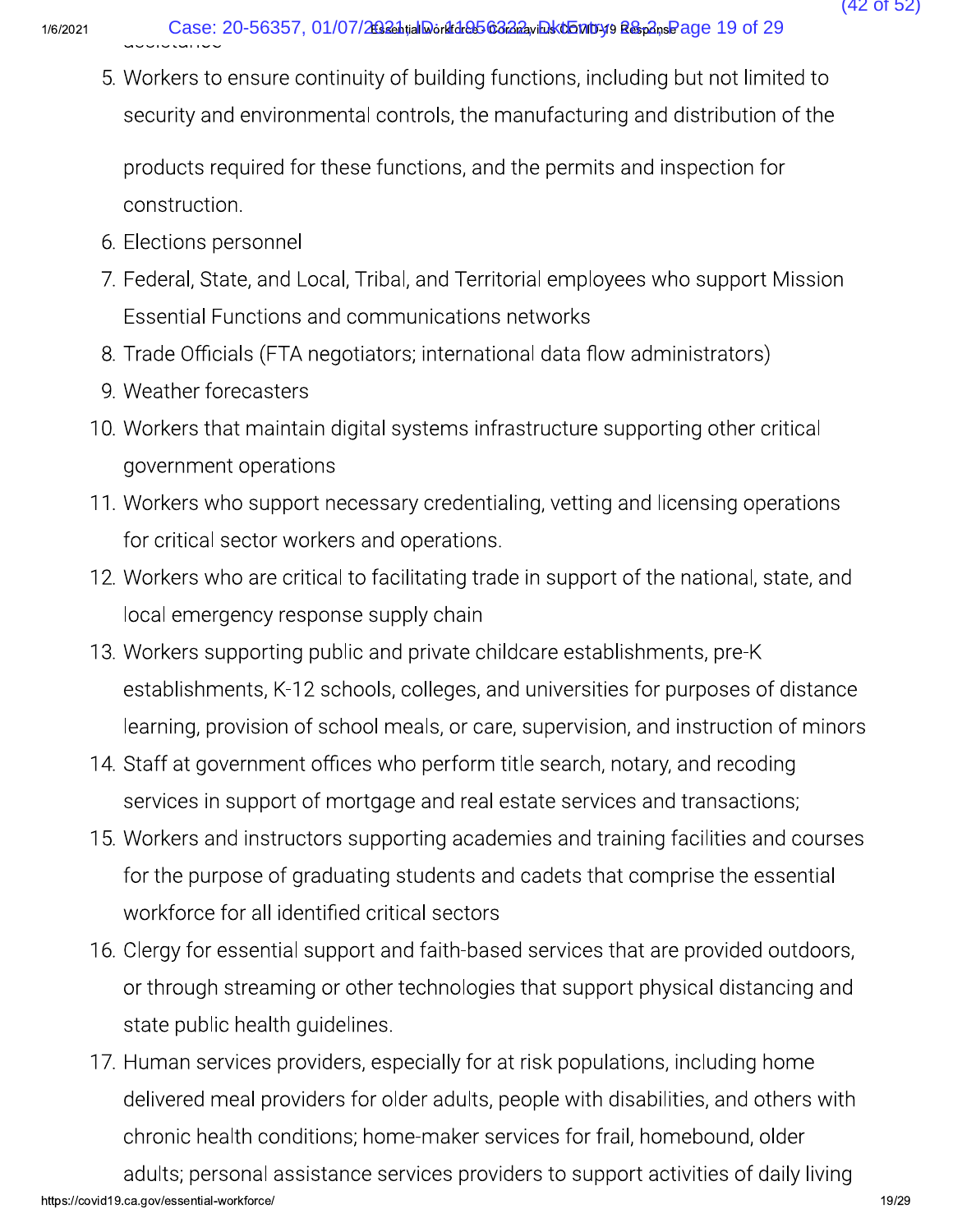5. Workers to ensure continuity of building functions, including but not limited to security and environmental controls, the manufacturing and distribution of the products required for these functions, and the permits and inspection for construction.
6. Elections personnel
7. Federal, State, and Local, Tribal, and Territorial employees who support Mission Essential Functions and communications networks
8. Trade Officials (FTA negotiators; international data flow administrators)
9. Weather forecasters
10. Workers that maintain digital systems infrastructure supporting other critical government operations
11. Workers who support necessary credentialing, vetting and licensing operations for critical sector workers and operations.
12. Workers who are critical to facilitating trade in support of the national, state, and local emergency response supply chain
13. Workers supporting public and private childcare establishments, pre-K establishments, K-12 schools, colleges, and universities for purposes of distance learning, provision of school meals, or care, supervision, and instruction of minors
14. Staff at government offices who perform title search, notary, and recoding services in support of mortgage and real estate services and transactions;
15. Workers and instructors supporting academies and training facilities and courses for the purpose of graduating students and cadets that comprise the essential workforce for all identified critical sectors
16. Clergy for essential support and faith-based services that are provided outdoors, or through streaming or other technologies that support physical distancing and state public health guidelines.
17. Human services providers, especially for at risk populations, including home delivered meal providers for older adults, people with disabilities, and others with chronic health conditions; home-maker services for frail, homebound, older adults; personal assistance services providers to support activities of daily living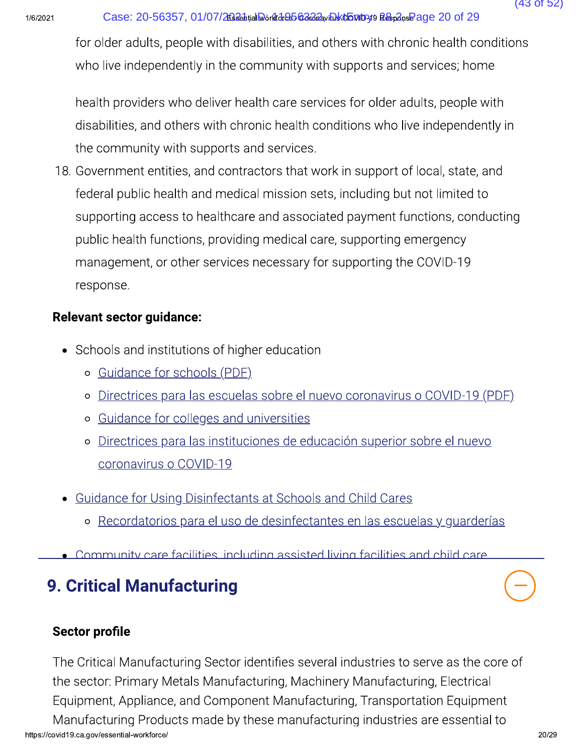for older adults, people with disabilities, and others with chronic health conditions who live independently in the community with supports and services; home

health providers who deliver health care services for older adults, people with disabilities, and others with chronic health conditions who live independently in the community with supports and services.

18. Government entities, and contractors that work in support of local, state, and federal public health and medical mission sets, including but not limited to supporting access to healthcare and associated payment functions, conducting public health functions, providing medical care, supporting emergency management, or other services necessary for supporting the COVID-19 response.

**Relevant sector guidance:**

- Schools and institutions of higher education
  - Guidance for schools (PDF)
  - Directrices para las escuelas sobre el nuevo coronavirus o COVID-19 (PDF)
  - Guidance for colleges and universities
  - Directrices para las instituciones de educación superior sobre el nuevo coronavirus o COVID-19
- Guidance for Using Disinfectants at Schools and Child Cares
  - Recordatorios para el uso de desinfectantes en las escuelas y guarderías
- Community care facilities, including assisted living facilities and child care

## 9. Critical Manufacturing

**Sector profile**

The Critical Manufacturing Sector identifies several industries to serve as the core of the sector: Primary Metals Manufacturing, Machinery Manufacturing, Electrical Equipment, Appliance, and Component Manufacturing, Transportation Equipment Manufacturing Products made by these manufacturing industries are essential to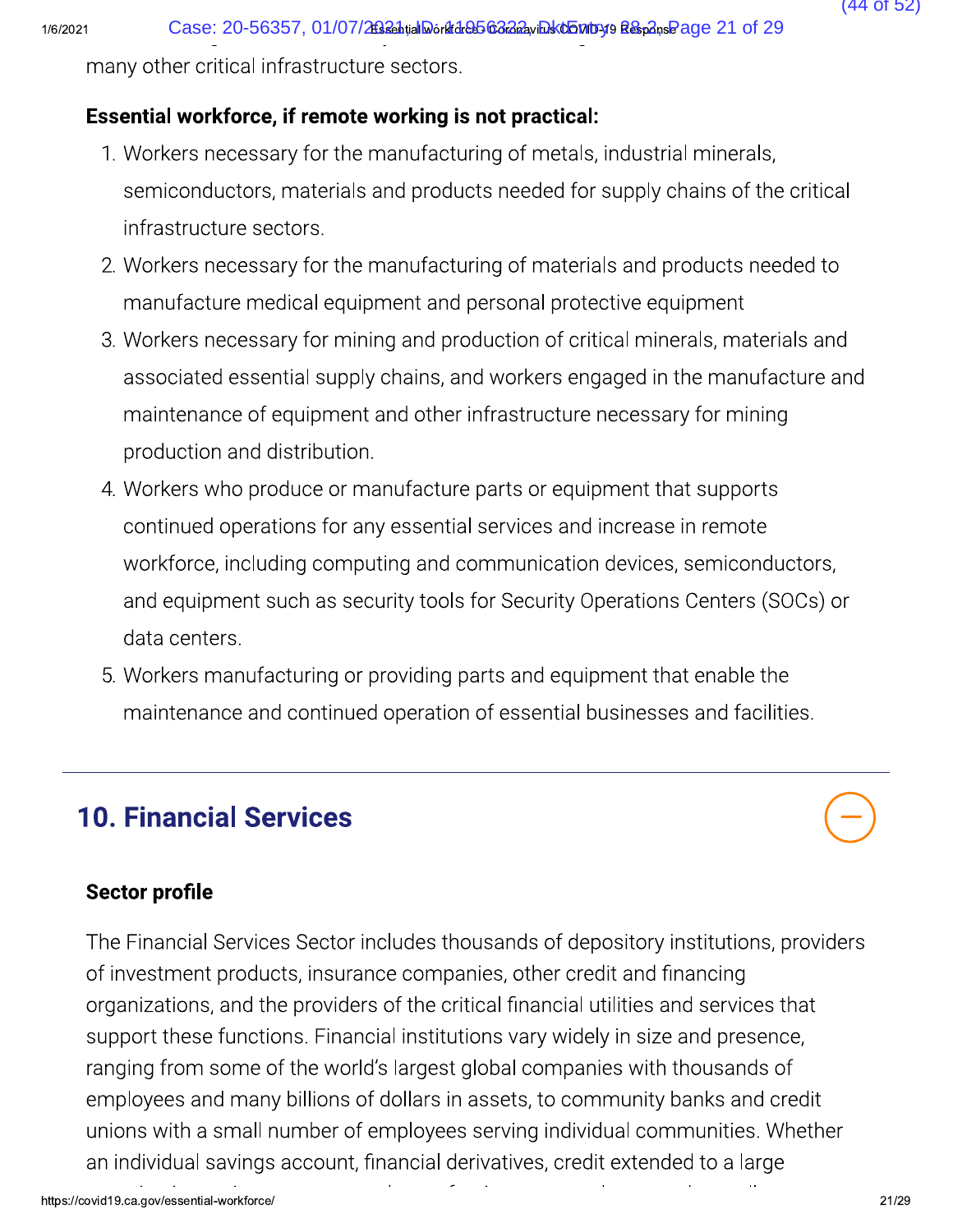many other critical infrastructure sectors.

**Essential workforce, if remote working is not practical:**

1. Workers necessary for the manufacturing of metals, industrial minerals, semiconductors, materials and products needed for supply chains of the critical infrastructure sectors.
2. Workers necessary for the manufacturing of materials and products needed to manufacture medical equipment and personal protective equipment
3. Workers necessary for mining and production of critical minerals, materials and associated essential supply chains, and workers engaged in the manufacture and maintenance of equipment and other infrastructure necessary for mining production and distribution.
4. Workers who produce or manufacture parts or equipment that supports continued operations for any essential services and increase in remote workforce, including computing and communication devices, semiconductors, and equipment such as security tools for Security Operations Centers (SOCs) or data centers.
5. Workers manufacturing or providing parts and equipment that enable the maintenance and continued operation of essential businesses and facilities.

## 10. Financial Services

**Sector profile**

The Financial Services Sector includes thousands of depository institutions, providers of investment products, insurance companies, other credit and financing organizations, and the providers of the critical financial utilities and services that support these functions. Financial institutions vary widely in size and presence, ranging from some of the world's largest global companies with thousands of employees and many billions of dollars in assets, to community banks and credit unions with a small number of employees serving individual communities. Whether an individual savings account, financial derivatives, credit extended to a large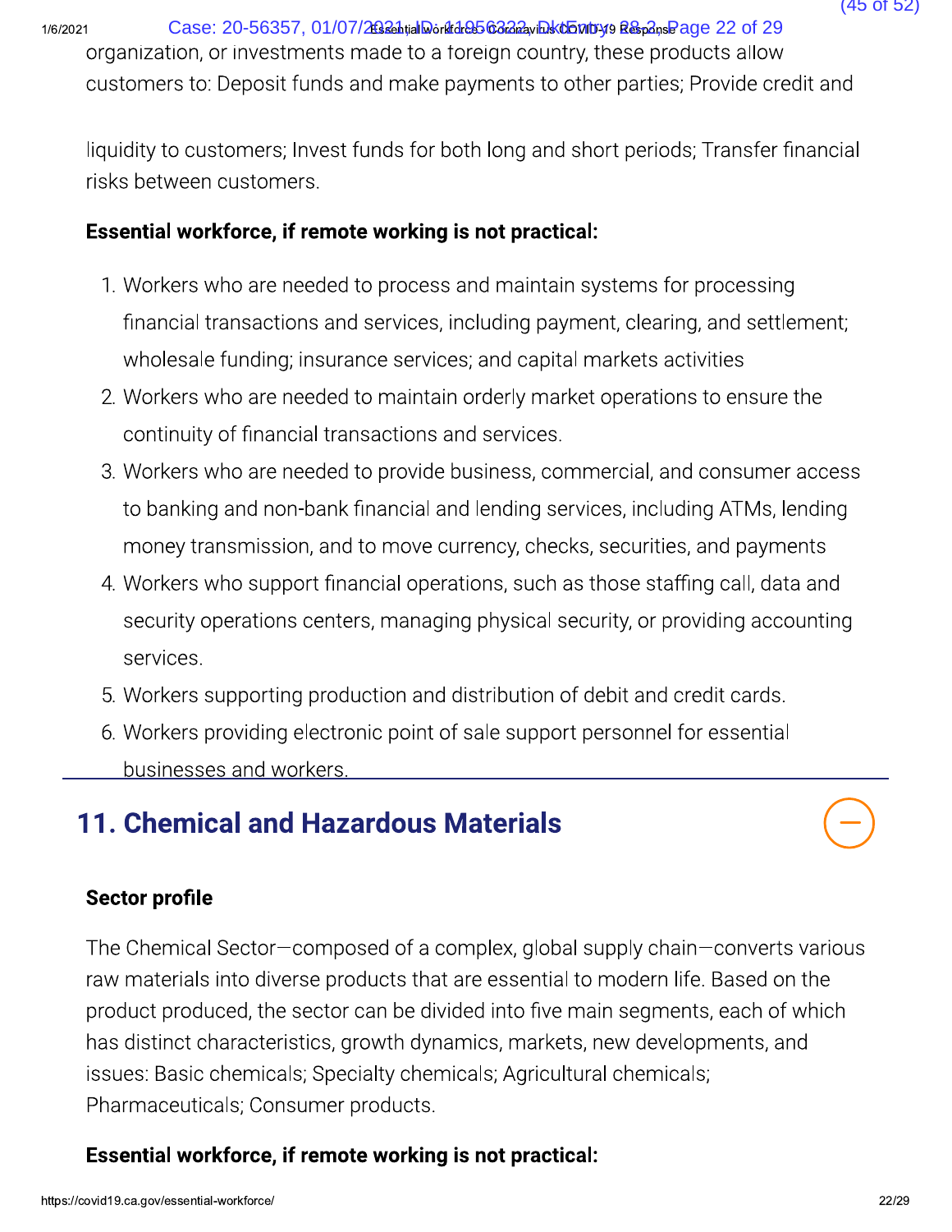organization, or investments made to a foreign country, these products allow customers to: Deposit funds and make payments to other parties; Provide credit and liquidity to customers; Invest funds for both long and short periods; Transfer financial risks between customers.

**Essential workforce, if remote working is not practical:**

1. Workers who are needed to process and maintain systems for processing financial transactions and services, including payment, clearing, and settlement; wholesale funding; insurance services; and capital markets activities
2. Workers who are needed to maintain orderly market operations to ensure the continuity of financial transactions and services.
3. Workers who are needed to provide business, commercial, and consumer access to banking and non-bank financial and lending services, including ATMs, lending money transmission, and to move currency, checks, securities, and payments
4. Workers who support financial operations, such as those staffing call, data and security operations centers, managing physical security, or providing accounting services.
5. Workers supporting production and distribution of debit and credit cards.
6. Workers providing electronic point of sale support personnel for essential businesses and workers.

## 11. Chemical and Hazardous Materials

**Sector profile**

The Chemical Sector—composed of a complex, global supply chain—converts various raw materials into diverse products that are essential to modern life. Based on the product produced, the sector can be divided into five main segments, each of which has distinct characteristics, growth dynamics, markets, new developments, and issues: Basic chemicals; Specialty chemicals; Agricultural chemicals; Pharmaceuticals; Consumer products.

**Essential workforce, if remote working is not practical:**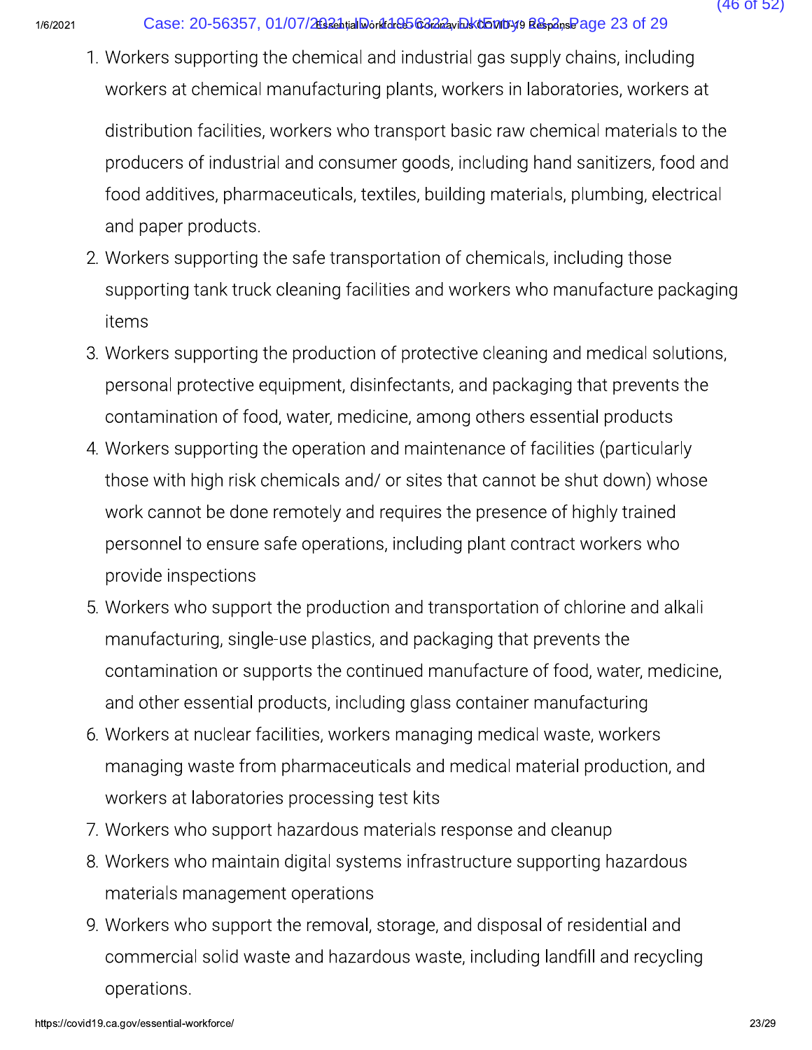1. Workers supporting the chemical and industrial gas supply chains, including workers at chemical manufacturing plants, workers in laboratories, workers at distribution facilities, workers who transport basic raw chemical materials to the producers of industrial and consumer goods, including hand sanitizers, food and food additives, pharmaceuticals, textiles, building materials, plumbing, electrical and paper products.
2. Workers supporting the safe transportation of chemicals, including those supporting tank truck cleaning facilities and workers who manufacture packaging items
3. Workers supporting the production of protective cleaning and medical solutions, personal protective equipment, disinfectants, and packaging that prevents the contamination of food, water, medicine, among others essential products
4. Workers supporting the operation and maintenance of facilities (particularly those with high risk chemicals and/ or sites that cannot be shut down) whose work cannot be done remotely and requires the presence of highly trained personnel to ensure safe operations, including plant contract workers who provide inspections
5. Workers who support the production and transportation of chlorine and alkali manufacturing, single-use plastics, and packaging that prevents the contamination or supports the continued manufacture of food, water, medicine, and other essential products, including glass container manufacturing
6. Workers at nuclear facilities, workers managing medical waste, workers managing waste from pharmaceuticals and medical material production, and workers at laboratories processing test kits
7. Workers who support hazardous materials response and cleanup
8. Workers who maintain digital systems infrastructure supporting hazardous materials management operations
9. Workers who support the removal, storage, and disposal of residential and commercial solid waste and hazardous waste, including landfill and recycling operations.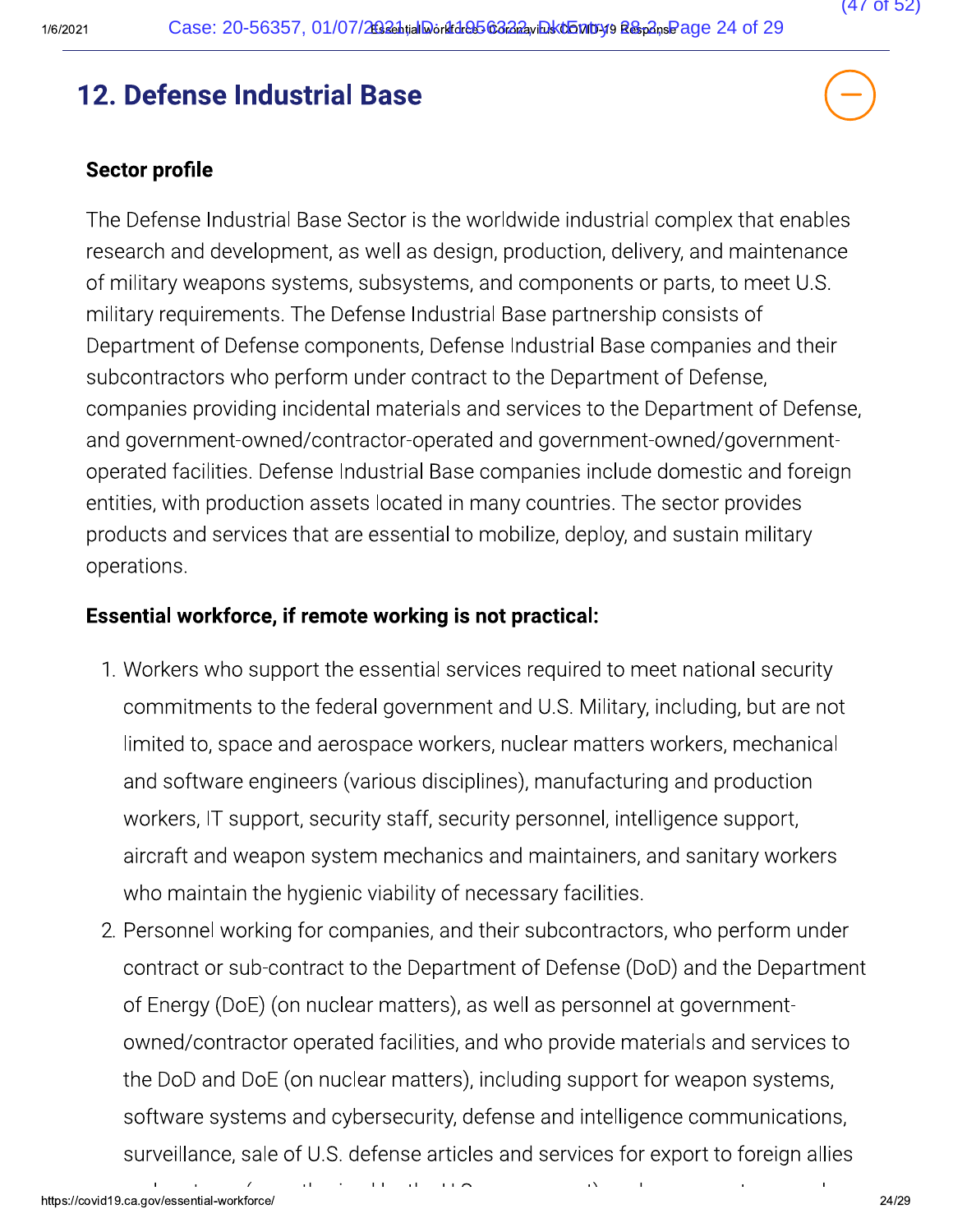## 12. Defense Industrial Base

### Sector profile

The Defense Industrial Base Sector is the worldwide industrial complex that enables research and development, as well as design, production, delivery, and maintenance of military weapons systems, subsystems, and components or parts, to meet U.S. military requirements. The Defense Industrial Base partnership consists of Department of Defense components, Defense Industrial Base companies and their subcontractors who perform under contract to the Department of Defense, companies providing incidental materials and services to the Department of Defense, and government-owned/contractor-operated and government-owned/government-operated facilities. Defense Industrial Base companies include domestic and foreign entities, with production assets located in many countries. The sector provides products and services that are essential to mobilize, deploy, and sustain military operations.

### Essential workforce, if remote working is not practical:

1. Workers who support the essential services required to meet national security commitments to the federal government and U.S. Military, including, but are not limited to, space and aerospace workers, nuclear matters workers, mechanical and software engineers (various disciplines), manufacturing and production workers, IT support, security staff, security personnel, intelligence support, aircraft and weapon system mechanics and maintainers, and sanitary workers who maintain the hygienic viability of necessary facilities.
2. Personnel working for companies, and their subcontractors, who perform under contract or sub-contract to the Department of Defense (DoD) and the Department of Energy (DoE) (on nuclear matters), as well as personnel at government-owned/contractor operated facilities, and who provide materials and services to the DoD and DoE (on nuclear matters), including support for weapon systems, software systems and cybersecurity, defense and intelligence communications, surveillance, sale of U.S. defense articles and services for export to foreign allies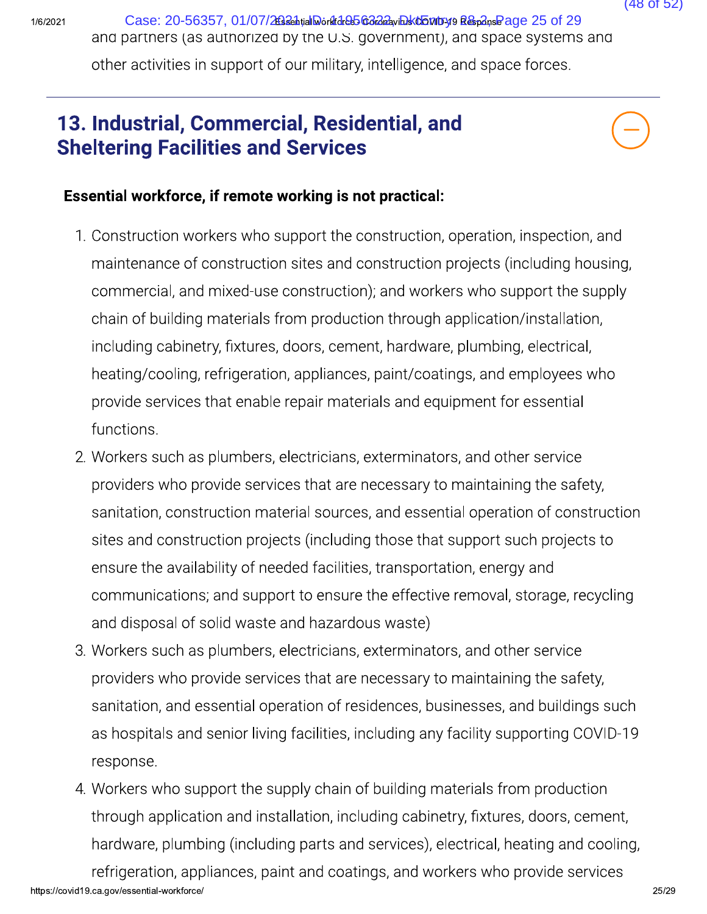and partners (as authorized by the U.S. government), and space systems and other activities in support of our military, intelligence, and space forces.

## 13. Industrial, Commercial, Residential, and Sheltering Facilities and Services

**Essential workforce, if remote working is not practical:**

1. Construction workers who support the construction, operation, inspection, and maintenance of construction sites and construction projects (including housing, commercial, and mixed-use construction); and workers who support the supply chain of building materials from production through application/installation, including cabinetry, fixtures, doors, cement, hardware, plumbing, electrical, heating/cooling, refrigeration, appliances, paint/coatings, and employees who provide services that enable repair materials and equipment for essential functions.
2. Workers such as plumbers, electricians, exterminators, and other service providers who provide services that are necessary to maintaining the safety, sanitation, construction material sources, and essential operation of construction sites and construction projects (including those that support such projects to ensure the availability of needed facilities, transportation, energy and communications; and support to ensure the effective removal, storage, recycling and disposal of solid waste and hazardous waste)
3. Workers such as plumbers, electricians, exterminators, and other service providers who provide services that are necessary to maintaining the safety, sanitation, and essential operation of residences, businesses, and buildings such as hospitals and senior living facilities, including any facility supporting COVID-19 response.
4. Workers who support the supply chain of building materials from production through application and installation, including cabinetry, fixtures, doors, cement, hardware, plumbing (including parts and services), electrical, heating and cooling, refrigeration, appliances, paint and coatings, and workers who provide services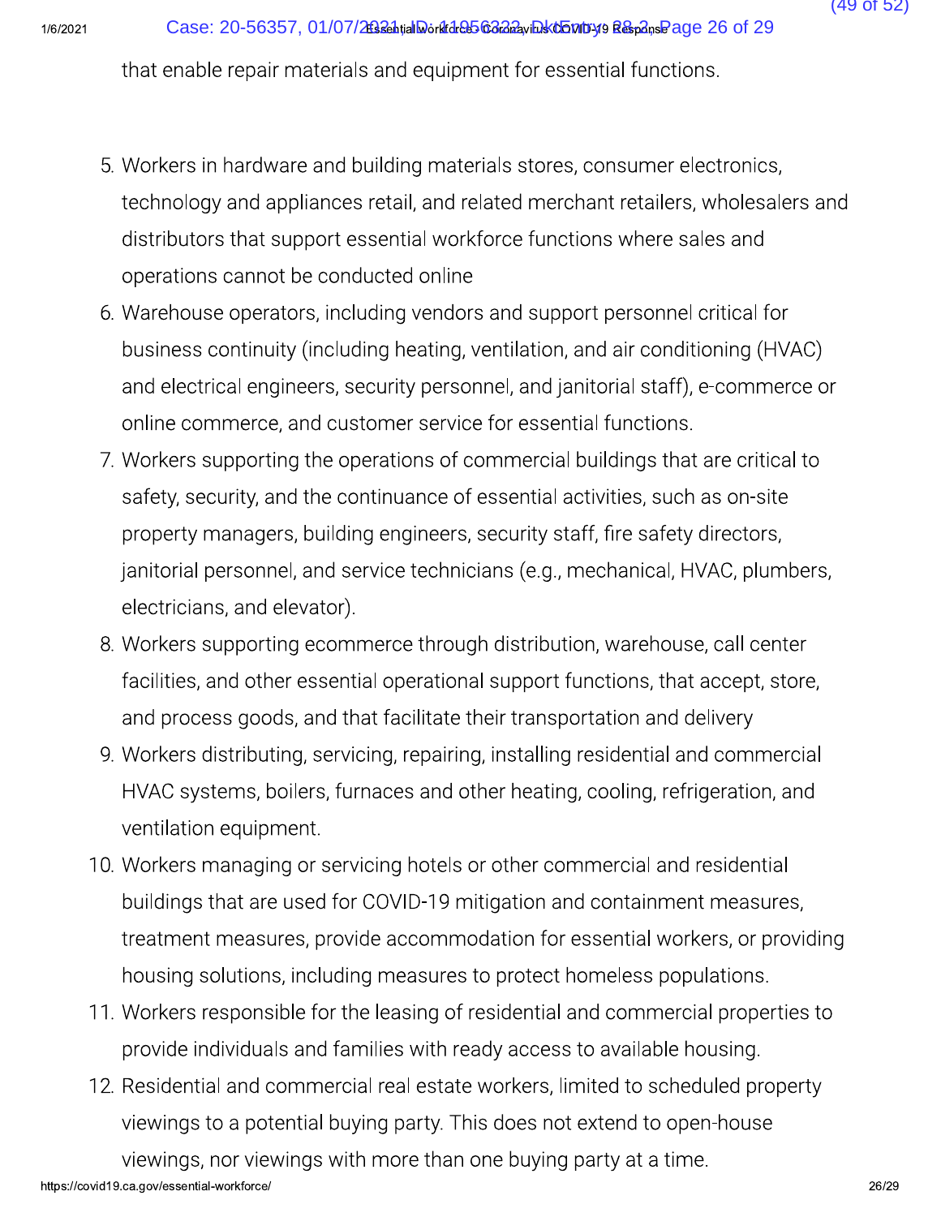that enable repair materials and equipment for essential functions.

5. Workers in hardware and building materials stores, consumer electronics, technology and appliances retail, and related merchant retailers, wholesalers and distributors that support essential workforce functions where sales and operations cannot be conducted online
6. Warehouse operators, including vendors and support personnel critical for business continuity (including heating, ventilation, and air conditioning (HVAC) and electrical engineers, security personnel, and janitorial staff), e-commerce or online commerce, and customer service for essential functions.
7. Workers supporting the operations of commercial buildings that are critical to safety, security, and the continuance of essential activities, such as on-site property managers, building engineers, security staff, fire safety directors, janitorial personnel, and service technicians (e.g., mechanical, HVAC, plumbers, electricians, and elevator).
8. Workers supporting ecommerce through distribution, warehouse, call center facilities, and other essential operational support functions, that accept, store, and process goods, and that facilitate their transportation and delivery
9. Workers distributing, servicing, repairing, installing residential and commercial HVAC systems, boilers, furnaces and other heating, cooling, refrigeration, and ventilation equipment.
10. Workers managing or servicing hotels or other commercial and residential buildings that are used for COVID-19 mitigation and containment measures, treatment measures, provide accommodation for essential workers, or providing housing solutions, including measures to protect homeless populations.
11. Workers responsible for the leasing of residential and commercial properties to provide individuals and families with ready access to available housing.
12. Residential and commercial real estate workers, limited to scheduled property viewings to a potential buying party. This does not extend to open-house viewings, nor viewings with more than one buying party at a time.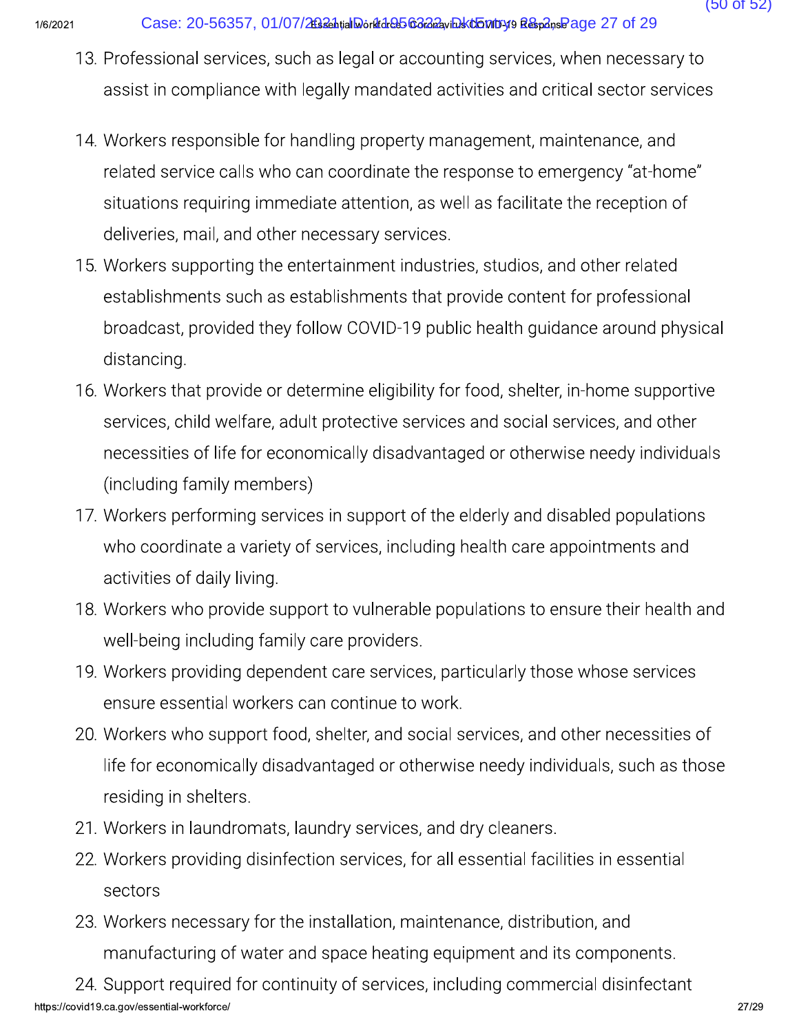13. Professional services, such as legal or accounting services, when necessary to assist in compliance with legally mandated activities and critical sector services
14. Workers responsible for handling property management, maintenance, and related service calls who can coordinate the response to emergency "at-home" situations requiring immediate attention, as well as facilitate the reception of deliveries, mail, and other necessary services.
15. Workers supporting the entertainment industries, studios, and other related establishments such as establishments that provide content for professional broadcast, provided they follow COVID-19 public health guidance around physical distancing.
16. Workers that provide or determine eligibility for food, shelter, in-home supportive services, child welfare, adult protective services and social services, and other necessities of life for economically disadvantaged or otherwise needy individuals (including family members)
17. Workers performing services in support of the elderly and disabled populations who coordinate a variety of services, including health care appointments and activities of daily living.
18. Workers who provide support to vulnerable populations to ensure their health and well-being including family care providers.
19. Workers providing dependent care services, particularly those whose services ensure essential workers can continue to work.
20. Workers who support food, shelter, and social services, and other necessities of life for economically disadvantaged or otherwise needy individuals, such as those residing in shelters.
21. Workers in laundromats, laundry services, and dry cleaners.
22. Workers providing disinfection services, for all essential facilities in essential sectors
23. Workers necessary for the installation, maintenance, distribution, and manufacturing of water and space heating equipment and its components.
24. Support required for continuity of services, including commercial disinfectant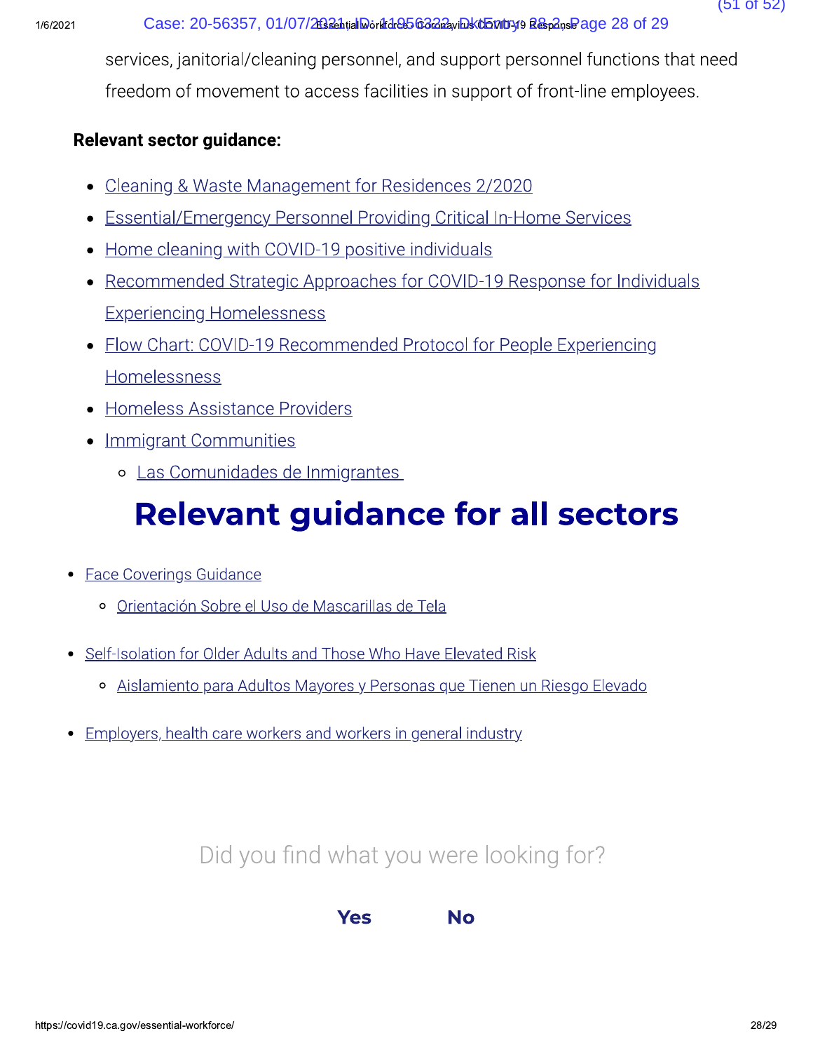services, janitorial/cleaning personnel, and support personnel functions that need freedom of movement to access facilities in support of front-line employees.

**Relevant sector guidance:**

- Cleaning & Waste Management for Residences 2/2020
- Essential/Emergency Personnel Providing Critical In-Home Services
- Home cleaning with COVID-19 positive individuals
- Recommended Strategic Approaches for COVID-19 Response for Individuals Experiencing Homelessness
- Flow Chart: COVID-19 Recommended Protocol for People Experiencing Homelessness
- Homeless Assistance Providers
- Immigrant Communities
  - Las Comunidades de Inmigrantes

# Relevant guidance for all sectors

- Face Coverings Guidance
  - Orientación Sobre el Uso de Mascarillas de Tela
- Self-Isolation for Older Adults and Those Who Have Elevated Risk
  - Aislamiento para Adultos Mayores y Personas que Tienen un Riesgo Elevado
- Employers, health care workers and workers in general industry

Did you find what you were looking for?

**Yes** **No**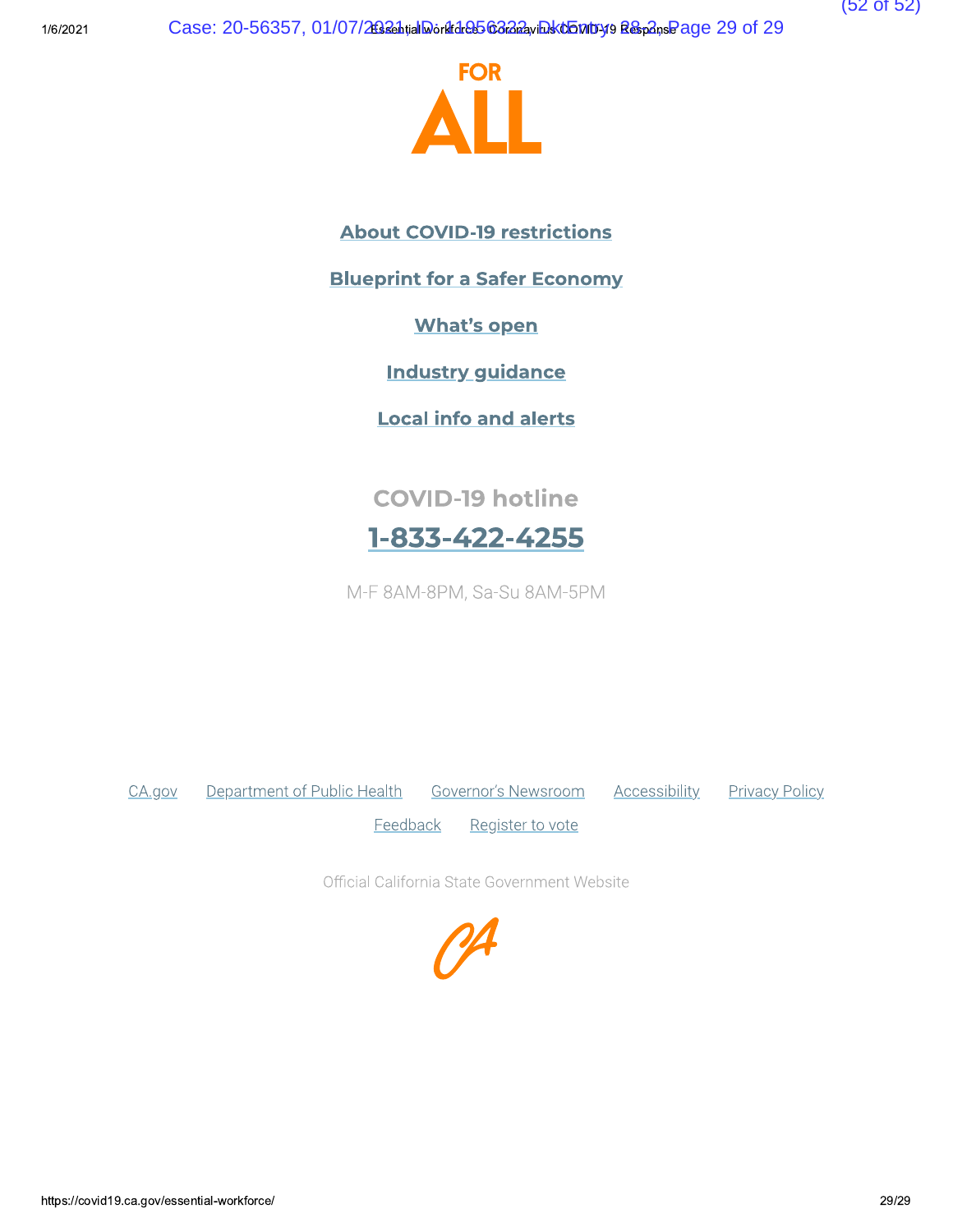# FOR ALL

**About COVID-19 restrictions**

**Blueprint for a Safer Economy**

**What's open**

**Industry guidance**

**Local info and alerts**

## COVID-19 hotline

## 1-833-422-4255

M-F 8AM-8PM, Sa-Su 8AM-5PM

CA.gov Department of Public Health Governor's Newsroom Accessibility Privacy Policy

Feedback Register to vote

Official California State Government Website

CA